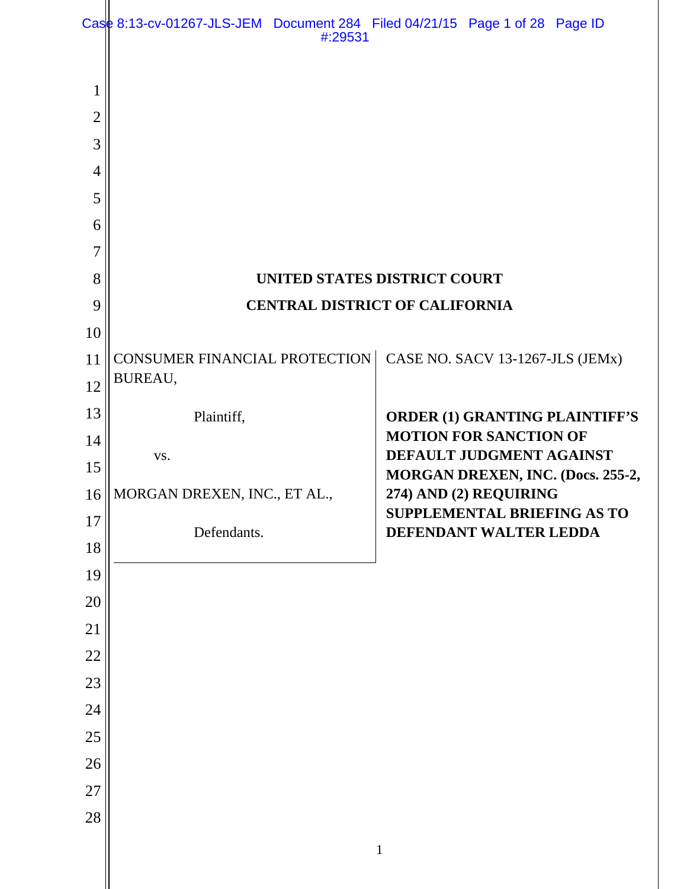**UNITED STATES DISTRICT COURT**

**CENTRAL DISTRICT OF CALIFORNIA**

| | |
|---|---|
| CONSUMER FINANCIAL PROTECTION BUREAU,<br><br>Plaintiff,<br><br>vs.<br><br>MORGAN DREXEN, INC., ET AL.,<br><br>Defendants. | CASE NO. SACV 13-1267-JLS (JEMx)<br><br>**ORDER (1) GRANTING PLAINTIFF'S MOTION FOR SANCTION OF DEFAULT JUDGMENT AGAINST MORGAN DREXEN, INC. (Docs. 255-2, 274) AND (2) REQUIRING SUPPLEMENTAL BRIEFING AS TO DEFENDANT WALTER LEDDA** |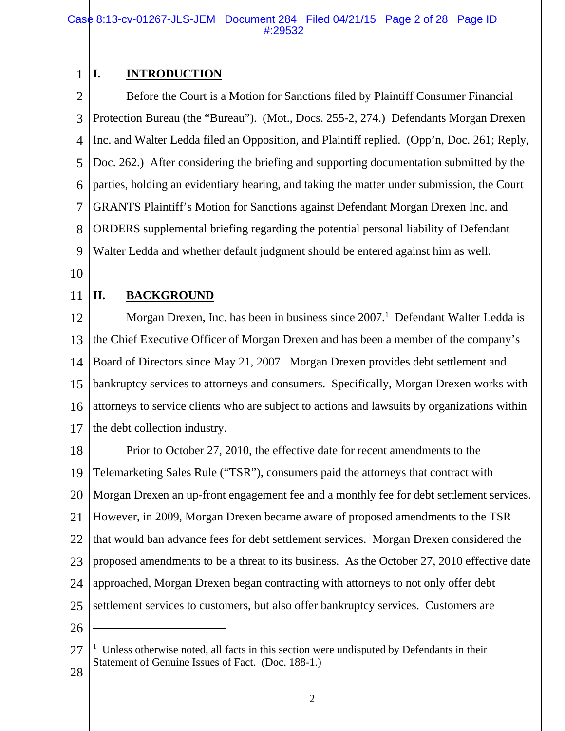## I. INTRODUCTION

Before the Court is a Motion for Sanctions filed by Plaintiff Consumer Financial Protection Bureau (the "Bureau"). (Mot., Docs. 255-2, 274.) Defendants Morgan Drexen Inc. and Walter Ledda filed an Opposition, and Plaintiff replied. (Opp'n, Doc. 261; Reply, Doc. 262.) After considering the briefing and supporting documentation submitted by the parties, holding an evidentiary hearing, and taking the matter under submission, the Court GRANTS Plaintiff's Motion for Sanctions against Defendant Morgan Drexen Inc. and ORDERS supplemental briefing regarding the potential personal liability of Defendant Walter Ledda and whether default judgment should be entered against him as well.

## II. BACKGROUND

Morgan Drexen, Inc. has been in business since 2007.[1] Defendant Walter Ledda is the Chief Executive Officer of Morgan Drexen and has been a member of the company's Board of Directors since May 21, 2007. Morgan Drexen provides debt settlement and bankruptcy services to attorneys and consumers. Specifically, Morgan Drexen works with attorneys to service clients who are subject to actions and lawsuits by organizations within the debt collection industry.

Prior to October 27, 2010, the effective date for recent amendments to the Telemarketing Sales Rule ("TSR"), consumers paid the attorneys that contract with Morgan Drexen an up-front engagement fee and a monthly fee for debt settlement services. However, in 2009, Morgan Drexen became aware of proposed amendments to the TSR that would ban advance fees for debt settlement services. Morgan Drexen considered the proposed amendments to be a threat to its business. As the October 27, 2010 effective date approached, Morgan Drexen began contracting with attorneys to not only offer debt settlement services to customers, but also offer bankruptcy services. Customers are

---

[1] Unless otherwise noted, all facts in this section were undisputed by Defendants in their Statement of Genuine Issues of Fact. (Doc. 188-1.)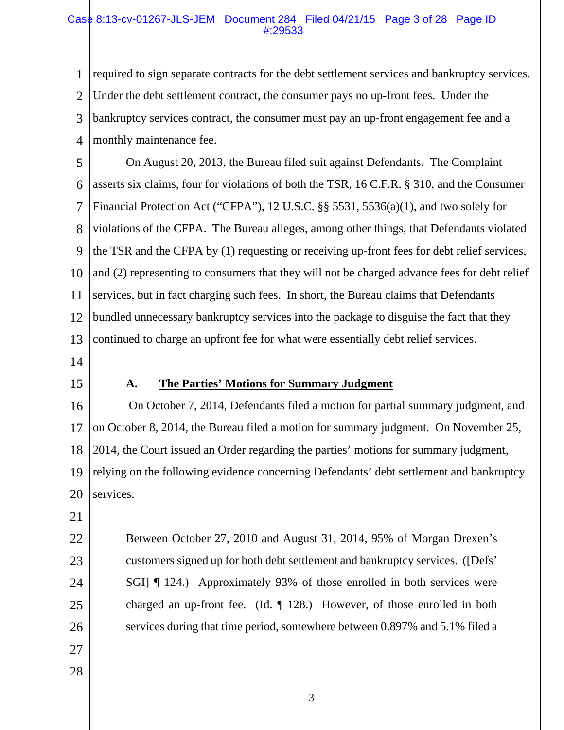required to sign separate contracts for the debt settlement services and bankruptcy services. Under the debt settlement contract, the consumer pays no up-front fees. Under the bankruptcy services contract, the consumer must pay an up-front engagement fee and a monthly maintenance fee.

On August 20, 2013, the Bureau filed suit against Defendants. The Complaint asserts six claims, four for violations of both the TSR, 16 C.F.R. § 310, and the Consumer Financial Protection Act ("CFPA"), 12 U.S.C. §§ 5531, 5536(a)(1), and two solely for violations of the CFPA. The Bureau alleges, among other things, that Defendants violated the TSR and the CFPA by (1) requesting or receiving up-front fees for debt relief services, and (2) representing to consumers that they will not be charged advance fees for debt relief services, but in fact charging such fees. In short, the Bureau claims that Defendants bundled unnecessary bankruptcy services into the package to disguise the fact that they continued to charge an upfront fee for what were essentially debt relief services.

### A. The Parties' Motions for Summary Judgment

On October 7, 2014, Defendants filed a motion for partial summary judgment, and on October 8, 2014, the Bureau filed a motion for summary judgment. On November 25, 2014, the Court issued an Order regarding the parties' motions for summary judgment, relying on the following evidence concerning Defendants' debt settlement and bankruptcy services:

> Between October 27, 2010 and August 31, 2014, 95% of Morgan Drexen's customers signed up for both debt settlement and bankruptcy services. ([Defs' SGI] ¶ 124.) Approximately 93% of those enrolled in both services were charged an up-front fee. (Id. ¶ 128.) However, of those enrolled in both services during that time period, somewhere between 0.897% and 5.1% filed a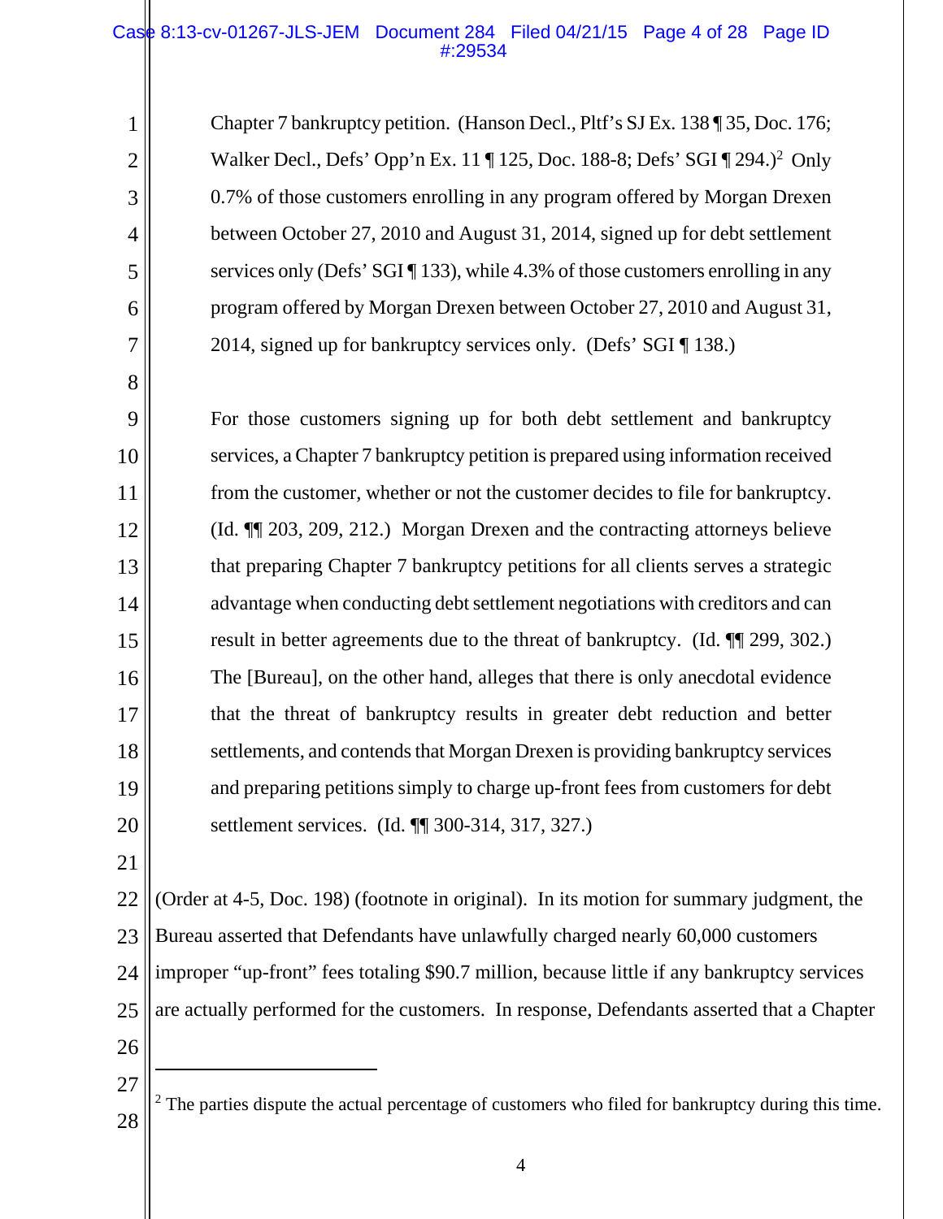> Chapter 7 bankruptcy petition. (Hanson Decl., Pltf's SJ Ex. 138 ¶ 35, Doc. 176; Walker Decl., Defs' Opp'n Ex. 11 ¶ 125, Doc. 188-8; Defs' SGI ¶ 294.)[2] Only 0.7% of those customers enrolling in any program offered by Morgan Drexen between October 27, 2010 and August 31, 2014, signed up for debt settlement services only (Defs' SGI ¶ 133), while 4.3% of those customers enrolling in any program offered by Morgan Drexen between October 27, 2010 and August 31, 2014, signed up for bankruptcy services only. (Defs' SGI ¶ 138.)
>
> For those customers signing up for both debt settlement and bankruptcy services, a Chapter 7 bankruptcy petition is prepared using information received from the customer, whether or not the customer decides to file for bankruptcy. (Id. ¶¶ 203, 209, 212.) Morgan Drexen and the contracting attorneys believe that preparing Chapter 7 bankruptcy petitions for all clients serves a strategic advantage when conducting debt settlement negotiations with creditors and can result in better agreements due to the threat of bankruptcy. (Id. ¶¶ 299, 302.) The [Bureau], on the other hand, alleges that there is only anecdotal evidence that the threat of bankruptcy results in greater debt reduction and better settlements, and contends that Morgan Drexen is providing bankruptcy services and preparing petitions simply to charge up-front fees from customers for debt settlement services. (Id. ¶¶ 300-314, 317, 327.)

(Order at 4-5, Doc. 198) (footnote in original). In its motion for summary judgment, the Bureau asserted that Defendants have unlawfully charged nearly 60,000 customers improper "up-front" fees totaling $90.7 million, because little if any bankruptcy services are actually performed for the customers. In response, Defendants asserted that a Chapter

---

[2] The parties dispute the actual percentage of customers who filed for bankruptcy during this time.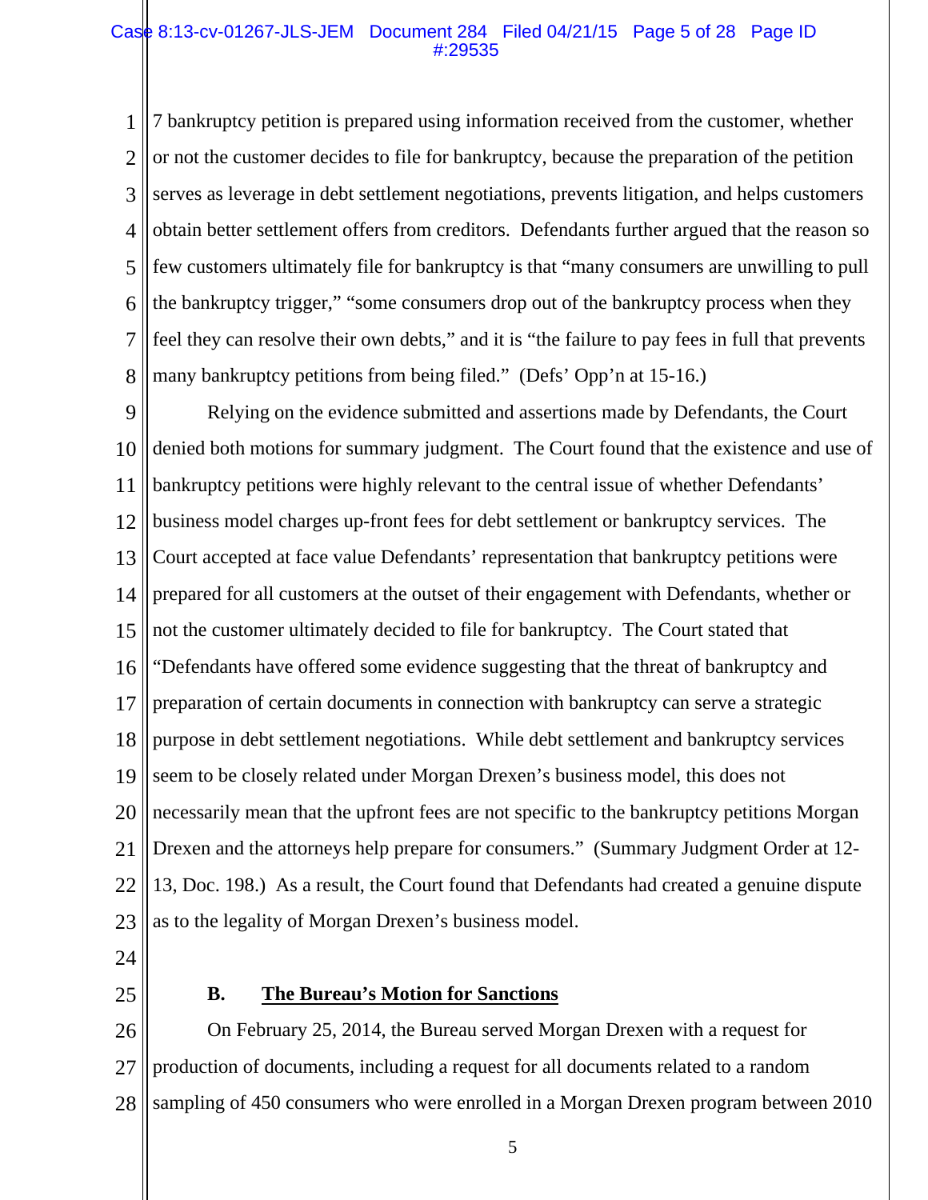7 bankruptcy petition is prepared using information received from the customer, whether or not the customer decides to file for bankruptcy, because the preparation of the petition serves as leverage in debt settlement negotiations, prevents litigation, and helps customers obtain better settlement offers from creditors. Defendants further argued that the reason so few customers ultimately file for bankruptcy is that "many consumers are unwilling to pull the bankruptcy trigger," "some consumers drop out of the bankruptcy process when they feel they can resolve their own debts," and it is "the failure to pay fees in full that prevents many bankruptcy petitions from being filed." (Defs' Opp'n at 15-16.)

Relying on the evidence submitted and assertions made by Defendants, the Court denied both motions for summary judgment. The Court found that the existence and use of bankruptcy petitions were highly relevant to the central issue of whether Defendants' business model charges up-front fees for debt settlement or bankruptcy services. The Court accepted at face value Defendants' representation that bankruptcy petitions were prepared for all customers at the outset of their engagement with Defendants, whether or not the customer ultimately decided to file for bankruptcy. The Court stated that "Defendants have offered some evidence suggesting that the threat of bankruptcy and preparation of certain documents in connection with bankruptcy can serve a strategic purpose in debt settlement negotiations. While debt settlement and bankruptcy services seem to be closely related under Morgan Drexen's business model, this does not necessarily mean that the upfront fees are not specific to the bankruptcy petitions Morgan Drexen and the attorneys help prepare for consumers." (Summary Judgment Order at 12-13, Doc. 198.) As a result, the Court found that Defendants had created a genuine dispute as to the legality of Morgan Drexen's business model.

### B. <u>The Bureau's Motion for Sanctions</u>

On February 25, 2014, the Bureau served Morgan Drexen with a request for production of documents, including a request for all documents related to a random sampling of 450 consumers who were enrolled in a Morgan Drexen program between 2010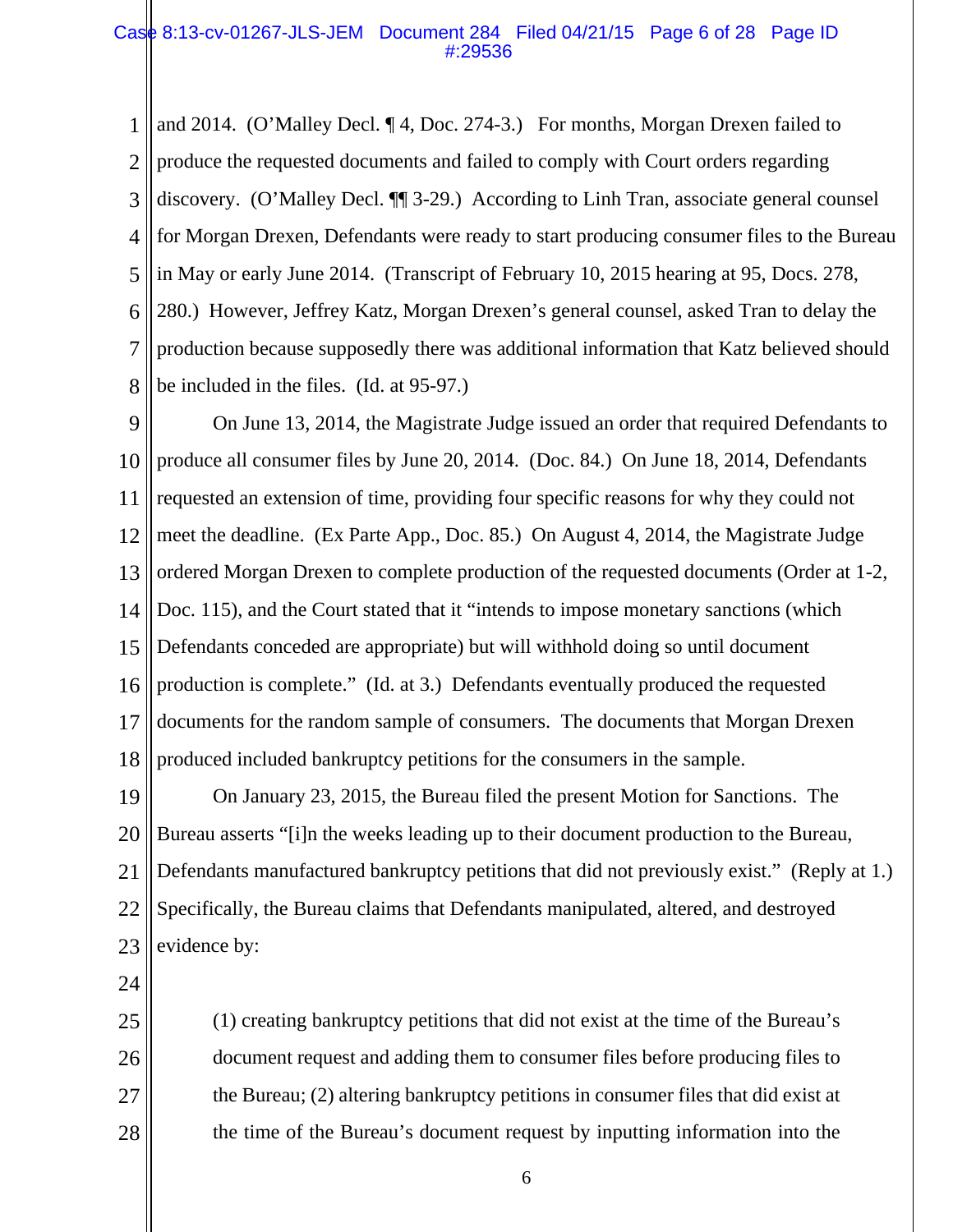and 2014. (O'Malley Decl. ¶ 4, Doc. 274-3.) For months, Morgan Drexen failed to produce the requested documents and failed to comply with Court orders regarding discovery. (O'Malley Decl. ¶¶ 3-29.) According to Linh Tran, associate general counsel for Morgan Drexen, Defendants were ready to start producing consumer files to the Bureau in May or early June 2014. (Transcript of February 10, 2015 hearing at 95, Docs. 278, 280.) However, Jeffrey Katz, Morgan Drexen's general counsel, asked Tran to delay the production because supposedly there was additional information that Katz believed should be included in the files. (Id. at 95-97.)

On June 13, 2014, the Magistrate Judge issued an order that required Defendants to produce all consumer files by June 20, 2014. (Doc. 84.) On June 18, 2014, Defendants requested an extension of time, providing four specific reasons for why they could not meet the deadline. (Ex Parte App., Doc. 85.) On August 4, 2014, the Magistrate Judge ordered Morgan Drexen to complete production of the requested documents (Order at 1-2, Doc. 115), and the Court stated that it "intends to impose monetary sanctions (which Defendants conceded are appropriate) but will withhold doing so until document production is complete." (Id. at 3.) Defendants eventually produced the requested documents for the random sample of consumers. The documents that Morgan Drexen produced included bankruptcy petitions for the consumers in the sample.

On January 23, 2015, the Bureau filed the present Motion for Sanctions. The Bureau asserts "[i]n the weeks leading up to their document production to the Bureau, Defendants manufactured bankruptcy petitions that did not previously exist." (Reply at 1.) Specifically, the Bureau claims that Defendants manipulated, altered, and destroyed evidence by:

> (1) creating bankruptcy petitions that did not exist at the time of the Bureau's document request and adding them to consumer files before producing files to the Bureau; (2) altering bankruptcy petitions in consumer files that did exist at the time of the Bureau's document request by inputting information into the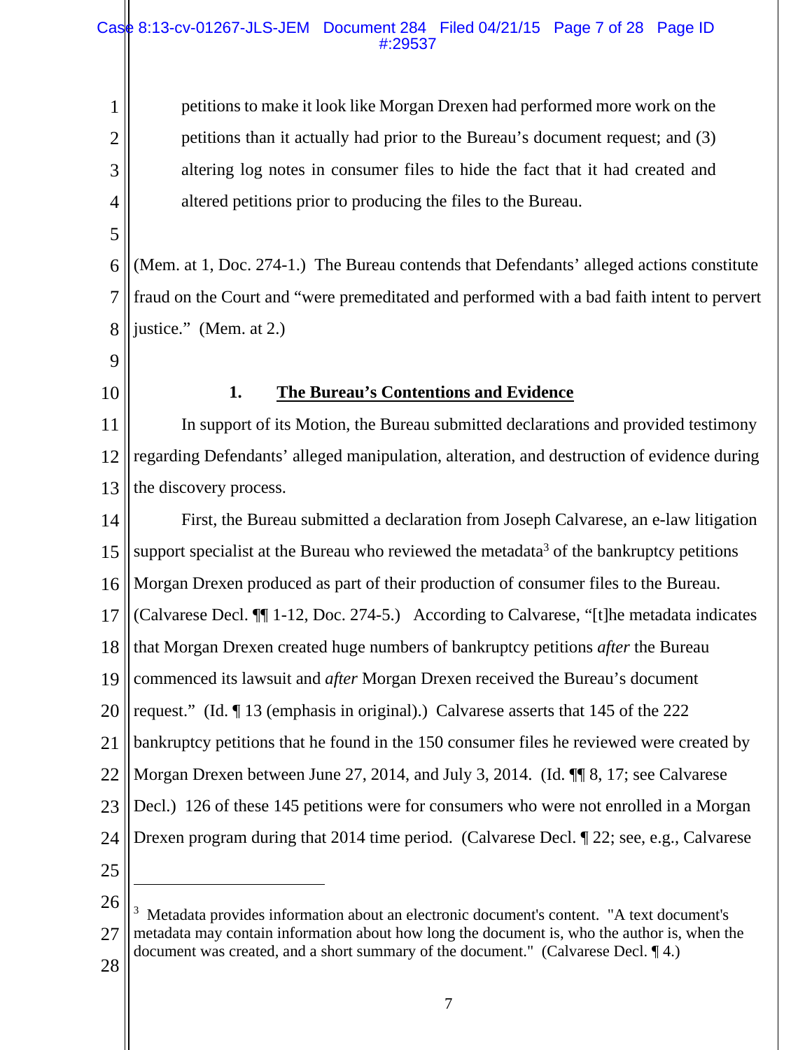petitions to make it look like Morgan Drexen had performed more work on the petitions than it actually had prior to the Bureau's document request; and (3) altering log notes in consumer files to hide the fact that it had created and altered petitions prior to producing the files to the Bureau.

(Mem. at 1, Doc. 274-1.) The Bureau contends that Defendants' alleged actions constitute fraud on the Court and "were premeditated and performed with a bad faith intent to pervert justice." (Mem. at 2.)

**1. <u>The Bureau's Contentions and Evidence</u>**

In support of its Motion, the Bureau submitted declarations and provided testimony regarding Defendants' alleged manipulation, alteration, and destruction of evidence during the discovery process.

First, the Bureau submitted a declaration from Joseph Calvarese, an e-law litigation support specialist at the Bureau who reviewed the metadata[3] of the bankruptcy petitions Morgan Drexen produced as part of their production of consumer files to the Bureau. (Calvarese Decl. ¶¶ 1-12, Doc. 274-5.) According to Calvarese, "[t]he metadata indicates that Morgan Drexen created huge numbers of bankruptcy petitions *after* the Bureau commenced its lawsuit and *after* Morgan Drexen received the Bureau's document request." (Id. ¶ 13 (emphasis in original).) Calvarese asserts that 145 of the 222 bankruptcy petitions that he found in the 150 consumer files he reviewed were created by Morgan Drexen between June 27, 2014, and July 3, 2014. (Id. ¶¶ 8, 17; see Calvarese Decl.) 126 of these 145 petitions were for consumers who were not enrolled in a Morgan Drexen program during that 2014 time period. (Calvarese Decl. ¶ 22; see, e.g., Calvarese

---

[3] Metadata provides information about an electronic document's content. "A text document's metadata may contain information about how long the document is, who the author is, when the document was created, and a short summary of the document." (Calvarese Decl. ¶ 4.)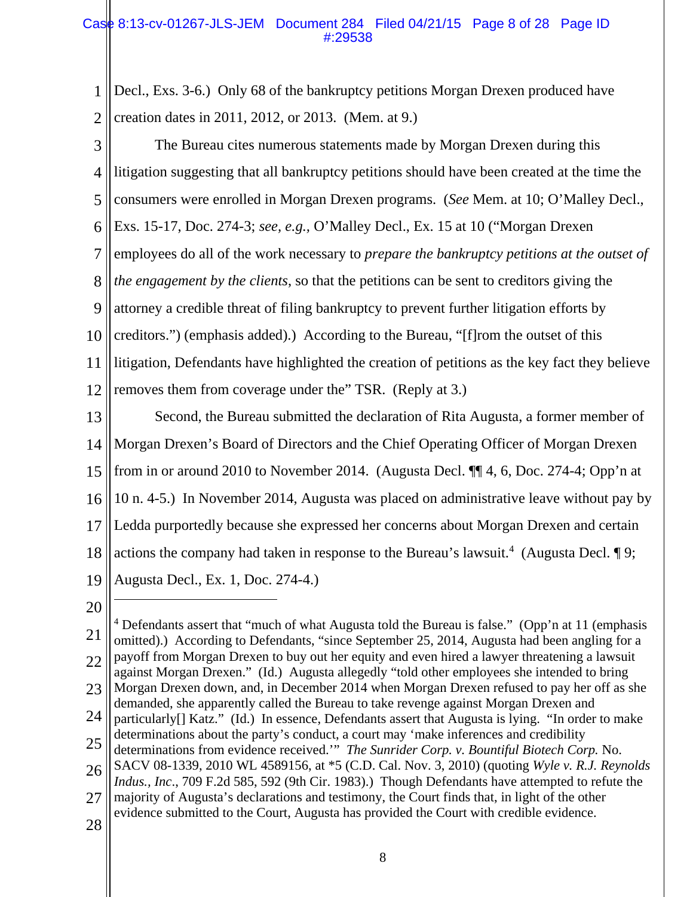Decl., Exs. 3-6.) Only 68 of the bankruptcy petitions Morgan Drexen produced have creation dates in 2011, 2012, or 2013. (Mem. at 9.)

The Bureau cites numerous statements made by Morgan Drexen during this litigation suggesting that all bankruptcy petitions should have been created at the time the consumers were enrolled in Morgan Drexen programs. (*See* Mem. at 10; O'Malley Decl., Exs. 15-17, Doc. 274-3; *see, e.g.,* O'Malley Decl., Ex. 15 at 10 ("Morgan Drexen employees do all of the work necessary to *prepare the bankruptcy petitions at the outset of the engagement by the clients*, so that the petitions can be sent to creditors giving the attorney a credible threat of filing bankruptcy to prevent further litigation efforts by creditors.") (emphasis added).) According to the Bureau, "[f]rom the outset of this litigation, Defendants have highlighted the creation of petitions as the key fact they believe removes them from coverage under the" TSR. (Reply at 3.)

Second, the Bureau submitted the declaration of Rita Augusta, a former member of Morgan Drexen's Board of Directors and the Chief Operating Officer of Morgan Drexen from in or around 2010 to November 2014. (Augusta Decl. ¶¶ 4, 6, Doc. 274-4; Opp'n at 10 n. 4-5.) In November 2014, Augusta was placed on administrative leave without pay by Ledda purportedly because she expressed her concerns about Morgan Drexen and certain actions the company had taken in response to the Bureau's lawsuit.[4] (Augusta Decl. ¶ 9; Augusta Decl., Ex. 1, Doc. 274-4.)

---

[4] Defendants assert that "much of what Augusta told the Bureau is false." (Opp'n at 11 (emphasis omitted).) According to Defendants, "since September 25, 2014, Augusta had been angling for a payoff from Morgan Drexen to buy out her equity and even hired a lawyer threatening a lawsuit against Morgan Drexen." (Id.) Augusta allegedly "told other employees she intended to bring Morgan Drexen down, and, in December 2014 when Morgan Drexen refused to pay her off as she demanded, she apparently called the Bureau to take revenge against Morgan Drexen and particularly[] Katz." (Id.) In essence, Defendants assert that Augusta is lying. "In order to make determinations about the party's conduct, a court may 'make inferences and credibility determinations from evidence received.'" *The Sunrider Corp. v. Bountiful Biotech Corp.* No. SACV 08-1339, 2010 WL 4589156, at *5 (C.D. Cal. Nov. 3, 2010) (quoting *Wyle v. R.J. Reynolds Indus., Inc*., 709 F.2d 585, 592 (9th Cir. 1983).) Though Defendants have attempted to refute the majority of Augusta's declarations and testimony, the Court finds that, in light of the other evidence submitted to the Court, Augusta has provided the Court with credible evidence.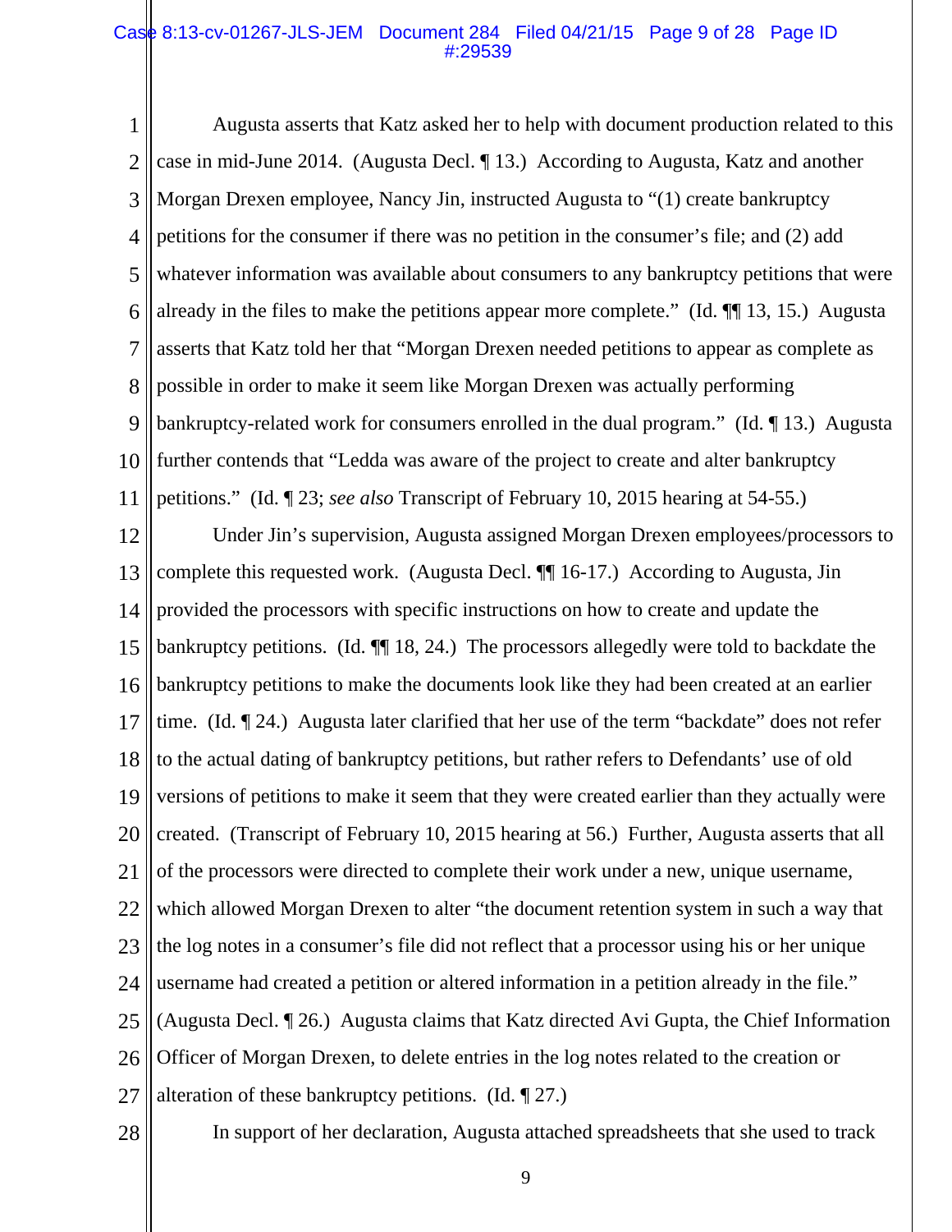Augusta asserts that Katz asked her to help with document production related to this case in mid-June 2014. (Augusta Decl. ¶ 13.) According to Augusta, Katz and another Morgan Drexen employee, Nancy Jin, instructed Augusta to "(1) create bankruptcy petitions for the consumer if there was no petition in the consumer's file; and (2) add whatever information was available about consumers to any bankruptcy petitions that were already in the files to make the petitions appear more complete." (Id. ¶¶ 13, 15.) Augusta asserts that Katz told her that "Morgan Drexen needed petitions to appear as complete as possible in order to make it seem like Morgan Drexen was actually performing bankruptcy-related work for consumers enrolled in the dual program." (Id. ¶ 13.) Augusta further contends that "Ledda was aware of the project to create and alter bankruptcy petitions." (Id. ¶ 23; *see also* Transcript of February 10, 2015 hearing at 54-55.)

Under Jin's supervision, Augusta assigned Morgan Drexen employees/processors to complete this requested work. (Augusta Decl. ¶¶ 16-17.) According to Augusta, Jin provided the processors with specific instructions on how to create and update the bankruptcy petitions. (Id. ¶¶ 18, 24.) The processors allegedly were told to backdate the bankruptcy petitions to make the documents look like they had been created at an earlier time. (Id. ¶ 24.) Augusta later clarified that her use of the term "backdate" does not refer to the actual dating of bankruptcy petitions, but rather refers to Defendants' use of old versions of petitions to make it seem that they were created earlier than they actually were created. (Transcript of February 10, 2015 hearing at 56.) Further, Augusta asserts that all of the processors were directed to complete their work under a new, unique username, which allowed Morgan Drexen to alter "the document retention system in such a way that the log notes in a consumer's file did not reflect that a processor using his or her unique username had created a petition or altered information in a petition already in the file." (Augusta Decl. ¶ 26.) Augusta claims that Katz directed Avi Gupta, the Chief Information Officer of Morgan Drexen, to delete entries in the log notes related to the creation or alteration of these bankruptcy petitions. (Id. ¶ 27.)

In support of her declaration, Augusta attached spreadsheets that she used to track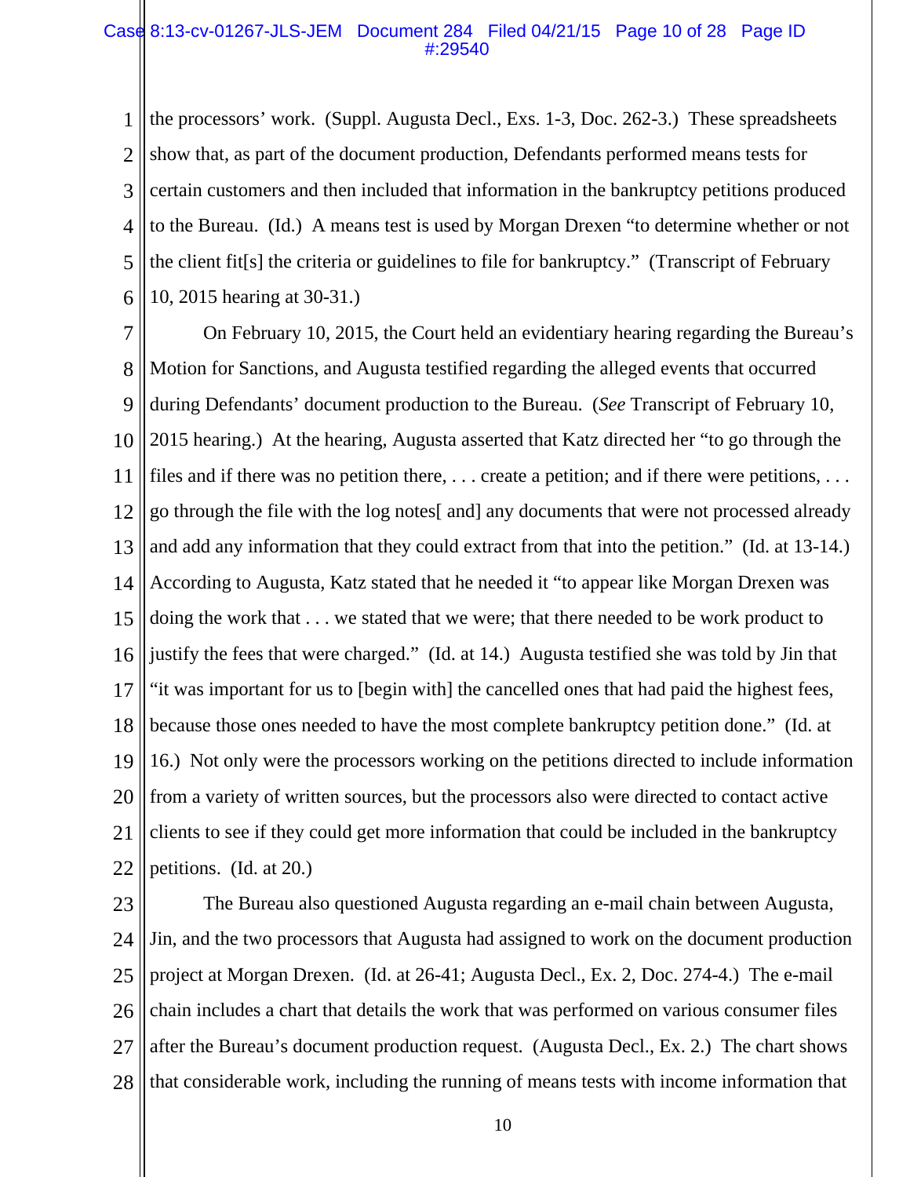the processors' work. (Suppl. Augusta Decl., Exs. 1-3, Doc. 262-3.) These spreadsheets show that, as part of the document production, Defendants performed means tests for certain customers and then included that information in the bankruptcy petitions produced to the Bureau. (Id.) A means test is used by Morgan Drexen "to determine whether or not the client fit[s] the criteria or guidelines to file for bankruptcy." (Transcript of February 10, 2015 hearing at 30-31.)

On February 10, 2015, the Court held an evidentiary hearing regarding the Bureau's Motion for Sanctions, and Augusta testified regarding the alleged events that occurred during Defendants' document production to the Bureau. (*See* Transcript of February 10, 2015 hearing.) At the hearing, Augusta asserted that Katz directed her "to go through the files and if there was no petition there, . . . create a petition; and if there were petitions, . . . go through the file with the log notes[ and] any documents that were not processed already and add any information that they could extract from that into the petition." (Id. at 13-14.) According to Augusta, Katz stated that he needed it "to appear like Morgan Drexen was doing the work that . . . we stated that we were; that there needed to be work product to justify the fees that were charged." (Id. at 14.) Augusta testified she was told by Jin that "it was important for us to [begin with] the cancelled ones that had paid the highest fees, because those ones needed to have the most complete bankruptcy petition done." (Id. at 16.) Not only were the processors working on the petitions directed to include information from a variety of written sources, but the processors also were directed to contact active clients to see if they could get more information that could be included in the bankruptcy petitions. (Id. at 20.)

The Bureau also questioned Augusta regarding an e-mail chain between Augusta, Jin, and the two processors that Augusta had assigned to work on the document production project at Morgan Drexen. (Id. at 26-41; Augusta Decl., Ex. 2, Doc. 274-4.) The e-mail chain includes a chart that details the work that was performed on various consumer files after the Bureau's document production request. (Augusta Decl., Ex. 2.) The chart shows that considerable work, including the running of means tests with income information that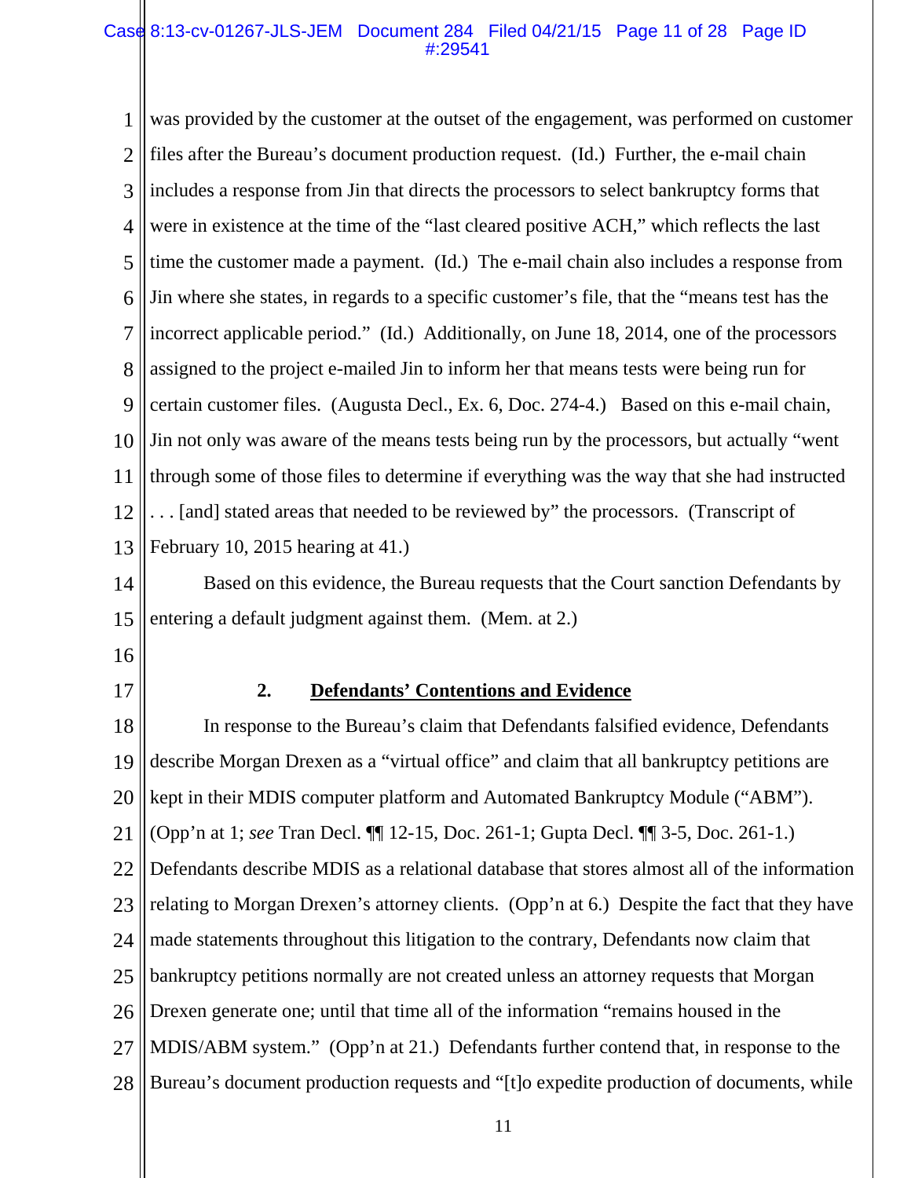was provided by the customer at the outset of the engagement, was performed on customer files after the Bureau's document production request. (Id.) Further, the e-mail chain includes a response from Jin that directs the processors to select bankruptcy forms that were in existence at the time of the "last cleared positive ACH," which reflects the last time the customer made a payment. (Id.) The e-mail chain also includes a response from Jin where she states, in regards to a specific customer's file, that the "means test has the incorrect applicable period." (Id.) Additionally, on June 18, 2014, one of the processors assigned to the project e-mailed Jin to inform her that means tests were being run for certain customer files. (Augusta Decl., Ex. 6, Doc. 274-4.) Based on this e-mail chain, Jin not only was aware of the means tests being run by the processors, but actually "went through some of those files to determine if everything was the way that she had instructed . . . [and] stated areas that needed to be reviewed by" the processors. (Transcript of February 10, 2015 hearing at 41.)

Based on this evidence, the Bureau requests that the Court sanction Defendants by entering a default judgment against them. (Mem. at 2.)

### 2. Defendants' Contentions and Evidence

In response to the Bureau's claim that Defendants falsified evidence, Defendants describe Morgan Drexen as a "virtual office" and claim that all bankruptcy petitions are kept in their MDIS computer platform and Automated Bankruptcy Module ("ABM"). (Opp'n at 1; *see* Tran Decl. ¶¶ 12-15, Doc. 261-1; Gupta Decl. ¶¶ 3-5, Doc. 261-1.) Defendants describe MDIS as a relational database that stores almost all of the information relating to Morgan Drexen's attorney clients. (Opp'n at 6.) Despite the fact that they have made statements throughout this litigation to the contrary, Defendants now claim that bankruptcy petitions normally are not created unless an attorney requests that Morgan Drexen generate one; until that time all of the information "remains housed in the MDIS/ABM system." (Opp'n at 21.) Defendants further contend that, in response to the Bureau's document production requests and "[t]o expedite production of documents, while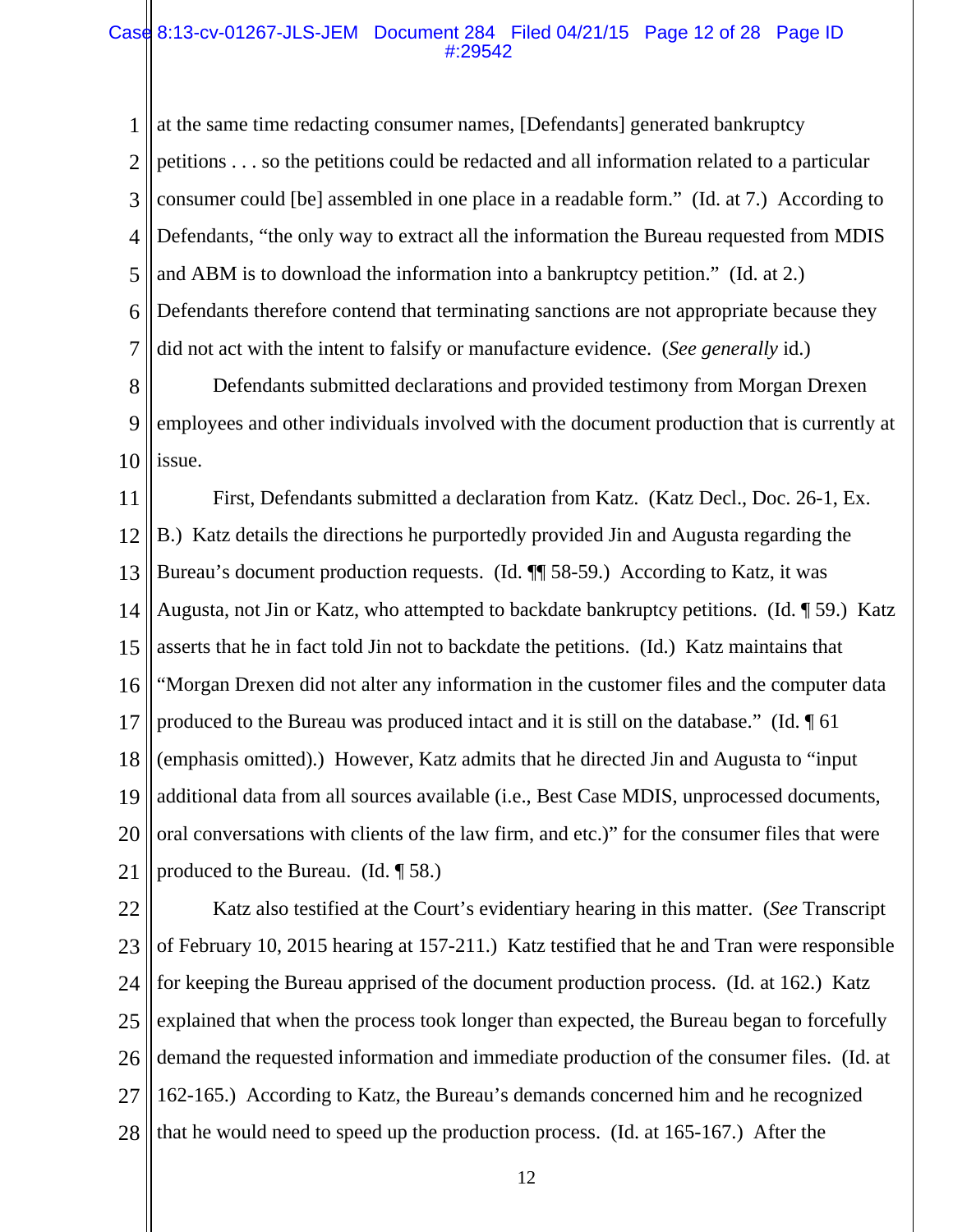at the same time redacting consumer names, [Defendants] generated bankruptcy petitions . . . so the petitions could be redacted and all information related to a particular consumer could [be] assembled in one place in a readable form." (Id. at 7.) According to Defendants, "the only way to extract all the information the Bureau requested from MDIS and ABM is to download the information into a bankruptcy petition." (Id. at 2.) Defendants therefore contend that terminating sanctions are not appropriate because they did not act with the intent to falsify or manufacture evidence. (*See generally* id.)

Defendants submitted declarations and provided testimony from Morgan Drexen employees and other individuals involved with the document production that is currently at issue.

First, Defendants submitted a declaration from Katz. (Katz Decl., Doc. 26-1, Ex. B.) Katz details the directions he purportedly provided Jin and Augusta regarding the Bureau's document production requests. (Id. ¶¶ 58-59.) According to Katz, it was Augusta, not Jin or Katz, who attempted to backdate bankruptcy petitions. (Id. ¶ 59.) Katz asserts that he in fact told Jin not to backdate the petitions. (Id.) Katz maintains that "Morgan Drexen did not alter any information in the customer files and the computer data produced to the Bureau was produced intact and it is still on the database." (Id. ¶ 61 (emphasis omitted).) However, Katz admits that he directed Jin and Augusta to "input additional data from all sources available (i.e., Best Case MDIS, unprocessed documents, oral conversations with clients of the law firm, and etc.)" for the consumer files that were produced to the Bureau. (Id. ¶ 58.)

Katz also testified at the Court's evidentiary hearing in this matter. (*See* Transcript of February 10, 2015 hearing at 157-211.) Katz testified that he and Tran were responsible for keeping the Bureau apprised of the document production process. (Id. at 162.) Katz explained that when the process took longer than expected, the Bureau began to forcefully demand the requested information and immediate production of the consumer files. (Id. at 162-165.) According to Katz, the Bureau's demands concerned him and he recognized that he would need to speed up the production process. (Id. at 165-167.) After the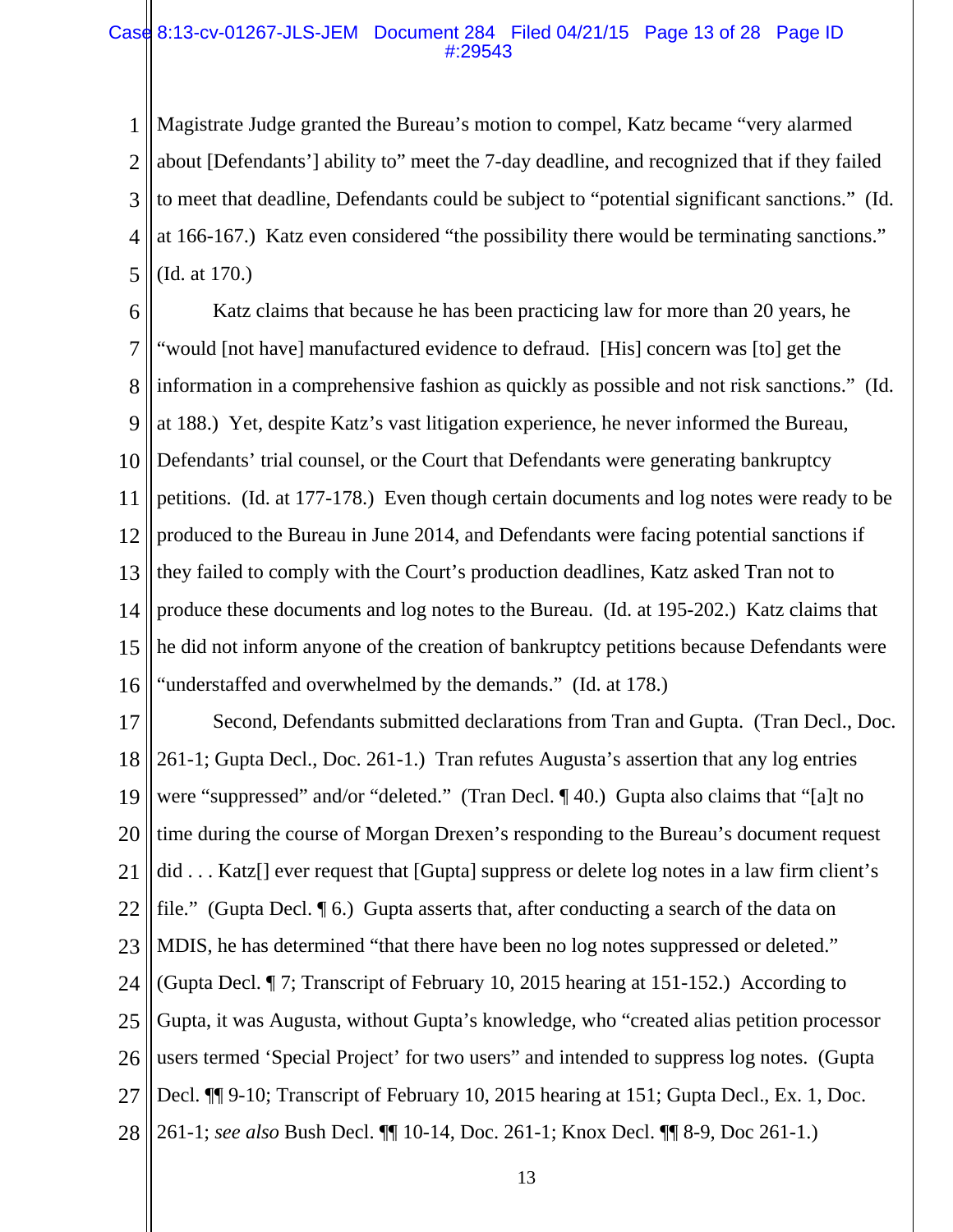Magistrate Judge granted the Bureau's motion to compel, Katz became "very alarmed about [Defendants'] ability to" meet the 7-day deadline, and recognized that if they failed to meet that deadline, Defendants could be subject to "potential significant sanctions." (Id. at 166-167.) Katz even considered "the possibility there would be terminating sanctions." (Id. at 170.)

Katz claims that because he has been practicing law for more than 20 years, he "would [not have] manufactured evidence to defraud. [His] concern was [to] get the information in a comprehensive fashion as quickly as possible and not risk sanctions." (Id. at 188.) Yet, despite Katz's vast litigation experience, he never informed the Bureau, Defendants' trial counsel, or the Court that Defendants were generating bankruptcy petitions. (Id. at 177-178.) Even though certain documents and log notes were ready to be produced to the Bureau in June 2014, and Defendants were facing potential sanctions if they failed to comply with the Court's production deadlines, Katz asked Tran not to produce these documents and log notes to the Bureau. (Id. at 195-202.) Katz claims that he did not inform anyone of the creation of bankruptcy petitions because Defendants were "understaffed and overwhelmed by the demands." (Id. at 178.)

Second, Defendants submitted declarations from Tran and Gupta. (Tran Decl., Doc. 261-1; Gupta Decl., Doc. 261-1.) Tran refutes Augusta's assertion that any log entries were "suppressed" and/or "deleted." (Tran Decl. ¶ 40.) Gupta also claims that "[a]t no time during the course of Morgan Drexen's responding to the Bureau's document request did . . . Katz[] ever request that [Gupta] suppress or delete log notes in a law firm client's file." (Gupta Decl. ¶ 6.) Gupta asserts that, after conducting a search of the data on MDIS, he has determined "that there have been no log notes suppressed or deleted." (Gupta Decl. ¶ 7; Transcript of February 10, 2015 hearing at 151-152.) According to Gupta, it was Augusta, without Gupta's knowledge, who "created alias petition processor users termed 'Special Project' for two users" and intended to suppress log notes. (Gupta Decl. ¶¶ 9-10; Transcript of February 10, 2015 hearing at 151; Gupta Decl., Ex. 1, Doc. 261-1; *see also* Bush Decl. ¶¶ 10-14, Doc. 261-1; Knox Decl. ¶¶ 8-9, Doc 261-1.)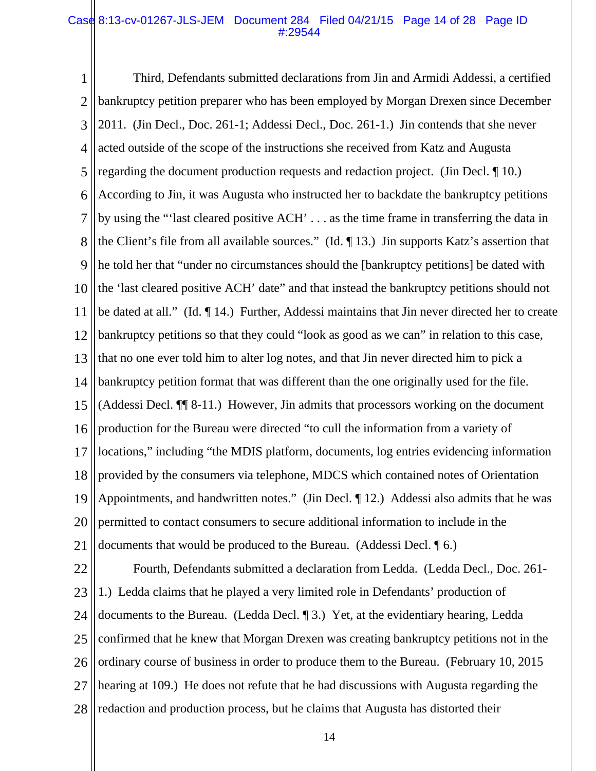Third, Defendants submitted declarations from Jin and Armidi Addessi, a certified bankruptcy petition preparer who has been employed by Morgan Drexen since December 2011. (Jin Decl., Doc. 261-1; Addessi Decl., Doc. 261-1.) Jin contends that she never acted outside of the scope of the instructions she received from Katz and Augusta regarding the document production requests and redaction project. (Jin Decl. ¶ 10.) According to Jin, it was Augusta who instructed her to backdate the bankruptcy petitions by using the "'last cleared positive ACH' . . . as the time frame in transferring the data in the Client's file from all available sources." (Id. ¶ 13.) Jin supports Katz's assertion that he told her that "under no circumstances should the [bankruptcy petitions] be dated with the 'last cleared positive ACH' date" and that instead the bankruptcy petitions should not be dated at all." (Id. ¶ 14.) Further, Addessi maintains that Jin never directed her to create bankruptcy petitions so that they could "look as good as we can" in relation to this case, that no one ever told him to alter log notes, and that Jin never directed him to pick a bankruptcy petition format that was different than the one originally used for the file. (Addessi Decl. ¶¶ 8-11.) However, Jin admits that processors working on the document production for the Bureau were directed "to cull the information from a variety of locations," including "the MDIS platform, documents, log entries evidencing information provided by the consumers via telephone, MDCS which contained notes of Orientation Appointments, and handwritten notes." (Jin Decl. ¶ 12.) Addessi also admits that he was permitted to contact consumers to secure additional information to include in the documents that would be produced to the Bureau. (Addessi Decl. ¶ 6.)

Fourth, Defendants submitted a declaration from Ledda. (Ledda Decl., Doc. 261-1.) Ledda claims that he played a very limited role in Defendants' production of documents to the Bureau. (Ledda Decl. ¶ 3.) Yet, at the evidentiary hearing, Ledda confirmed that he knew that Morgan Drexen was creating bankruptcy petitions not in the ordinary course of business in order to produce them to the Bureau. (February 10, 2015 hearing at 109.) He does not refute that he had discussions with Augusta regarding the redaction and production process, but he claims that Augusta has distorted their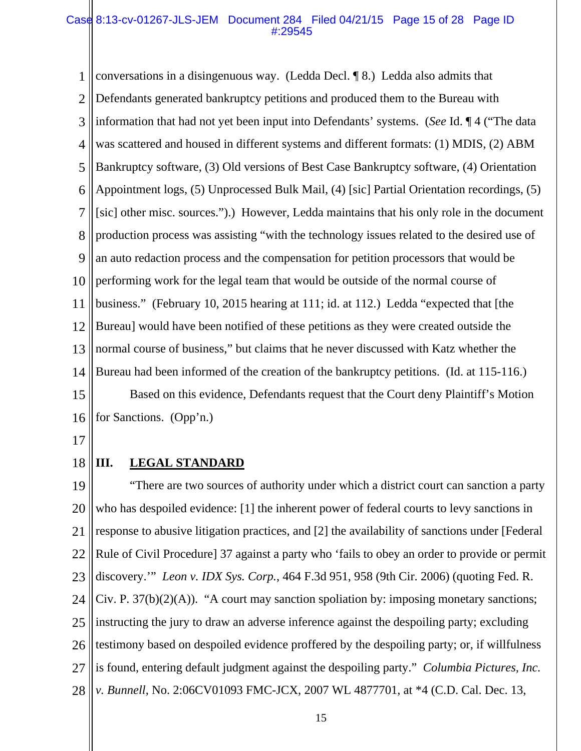conversations in a disingenuous way. (Ledda Decl. ¶ 8.) Ledda also admits that Defendants generated bankruptcy petitions and produced them to the Bureau with information that had not yet been input into Defendants' systems. (*See* Id. ¶ 4 ("The data was scattered and housed in different systems and different formats: (1) MDIS, (2) ABM Bankruptcy software, (3) Old versions of Best Case Bankruptcy software, (4) Orientation Appointment logs, (5) Unprocessed Bulk Mail, (4) [sic] Partial Orientation recordings, (5) [sic] other misc. sources.").) However, Ledda maintains that his only role in the document production process was assisting "with the technology issues related to the desired use of an auto redaction process and the compensation for petition processors that would be performing work for the legal team that would be outside of the normal course of business." (February 10, 2015 hearing at 111; id. at 112.) Ledda "expected that [the Bureau] would have been notified of these petitions as they were created outside the normal course of business," but claims that he never discussed with Katz whether the Bureau had been informed of the creation of the bankruptcy petitions. (Id. at 115-116.)

Based on this evidence, Defendants request that the Court deny Plaintiff's Motion for Sanctions. (Opp'n.)

## III. LEGAL STANDARD

"There are two sources of authority under which a district court can sanction a party who has despoiled evidence: [1] the inherent power of federal courts to levy sanctions in response to abusive litigation practices, and [2] the availability of sanctions under [Federal Rule of Civil Procedure] 37 against a party who 'fails to obey an order to provide or permit discovery.'" *Leon v. IDX Sys. Corp.*, 464 F.3d 951, 958 (9th Cir. 2006) (quoting Fed. R. Civ. P. 37(b)(2)(A)). "A court may sanction spoliation by: imposing monetary sanctions; instructing the jury to draw an adverse inference against the despoiling party; excluding testimony based on despoiled evidence proffered by the despoiling party; or, if willfulness is found, entering default judgment against the despoiling party." *Columbia Pictures, Inc. v. Bunnell*, No. 2:06CV01093 FMC-JCX, 2007 WL 4877701, at *4 (C.D. Cal. Dec. 13,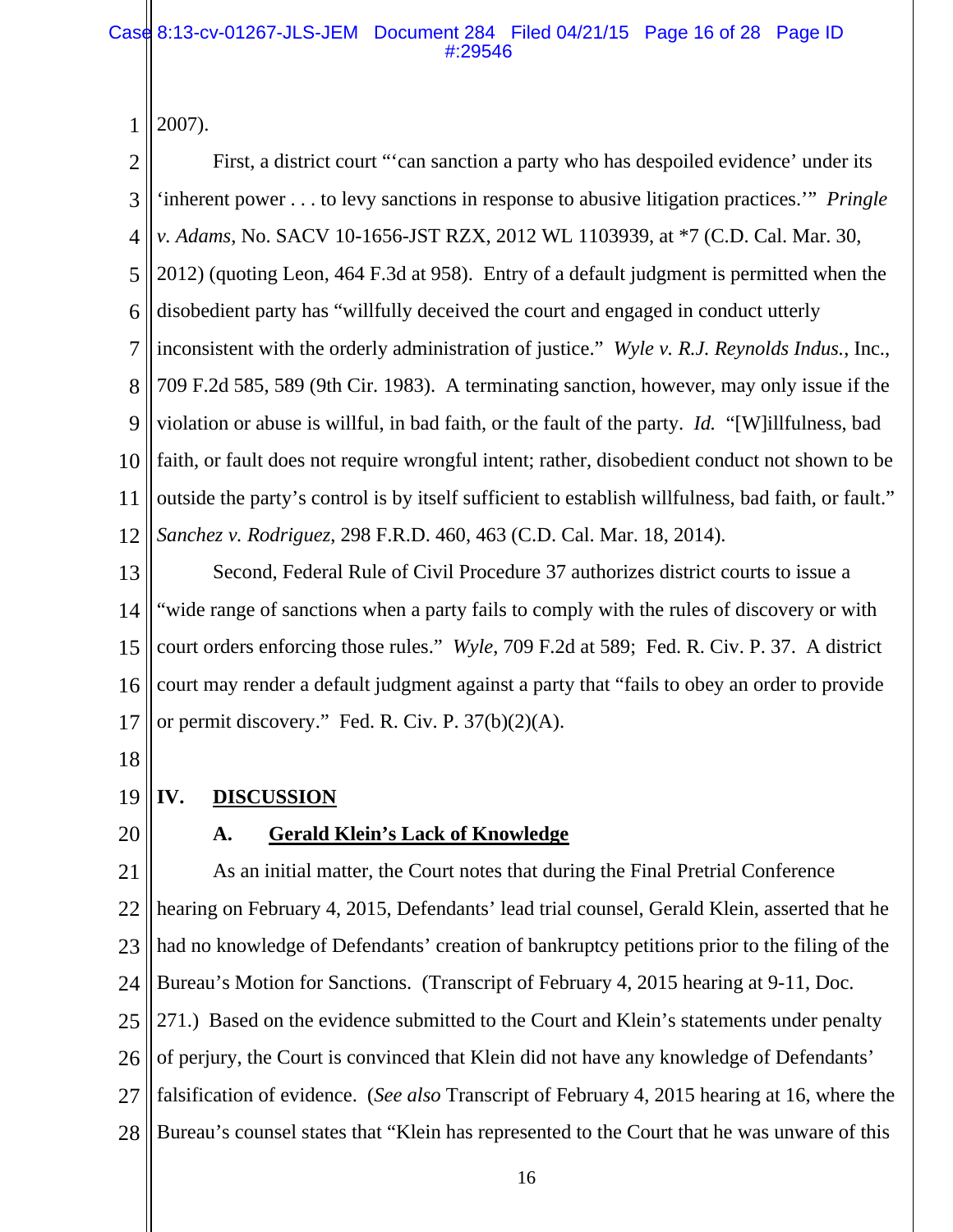2007).

First, a district court "'can sanction a party who has despoiled evidence' under its 'inherent power . . . to levy sanctions in response to abusive litigation practices.'" *Pringle v. Adams*, No. SACV 10-1656-JST RZX, 2012 WL 1103939, at *7 (C.D. Cal. Mar. 30, 2012) (quoting Leon, 464 F.3d at 958). Entry of a default judgment is permitted when the disobedient party has "willfully deceived the court and engaged in conduct utterly inconsistent with the orderly administration of justice." *Wyle v. R.J. Reynolds Indus.*, Inc., 709 F.2d 585, 589 (9th Cir. 1983). A terminating sanction, however, may only issue if the violation or abuse is willful, in bad faith, or the fault of the party. *Id.* "[W]illfulness, bad faith, or fault does not require wrongful intent; rather, disobedient conduct not shown to be outside the party's control is by itself sufficient to establish willfulness, bad faith, or fault." *Sanchez v. Rodriguez*, 298 F.R.D. 460, 463 (C.D. Cal. Mar. 18, 2014).

Second, Federal Rule of Civil Procedure 37 authorizes district courts to issue a "wide range of sanctions when a party fails to comply with the rules of discovery or with court orders enforcing those rules." *Wyle*, 709 F.2d at 589; Fed. R. Civ. P. 37. A district court may render a default judgment against a party that "fails to obey an order to provide or permit discovery." Fed. R. Civ. P. 37(b)(2)(A).

## IV. DISCUSSION

### A. Gerald Klein's Lack of Knowledge

As an initial matter, the Court notes that during the Final Pretrial Conference hearing on February 4, 2015, Defendants' lead trial counsel, Gerald Klein, asserted that he had no knowledge of Defendants' creation of bankruptcy petitions prior to the filing of the Bureau's Motion for Sanctions. (Transcript of February 4, 2015 hearing at 9-11, Doc. 271.) Based on the evidence submitted to the Court and Klein's statements under penalty of perjury, the Court is convinced that Klein did not have any knowledge of Defendants' falsification of evidence. (*See also* Transcript of February 4, 2015 hearing at 16, where the Bureau's counsel states that "Klein has represented to the Court that he was unware of this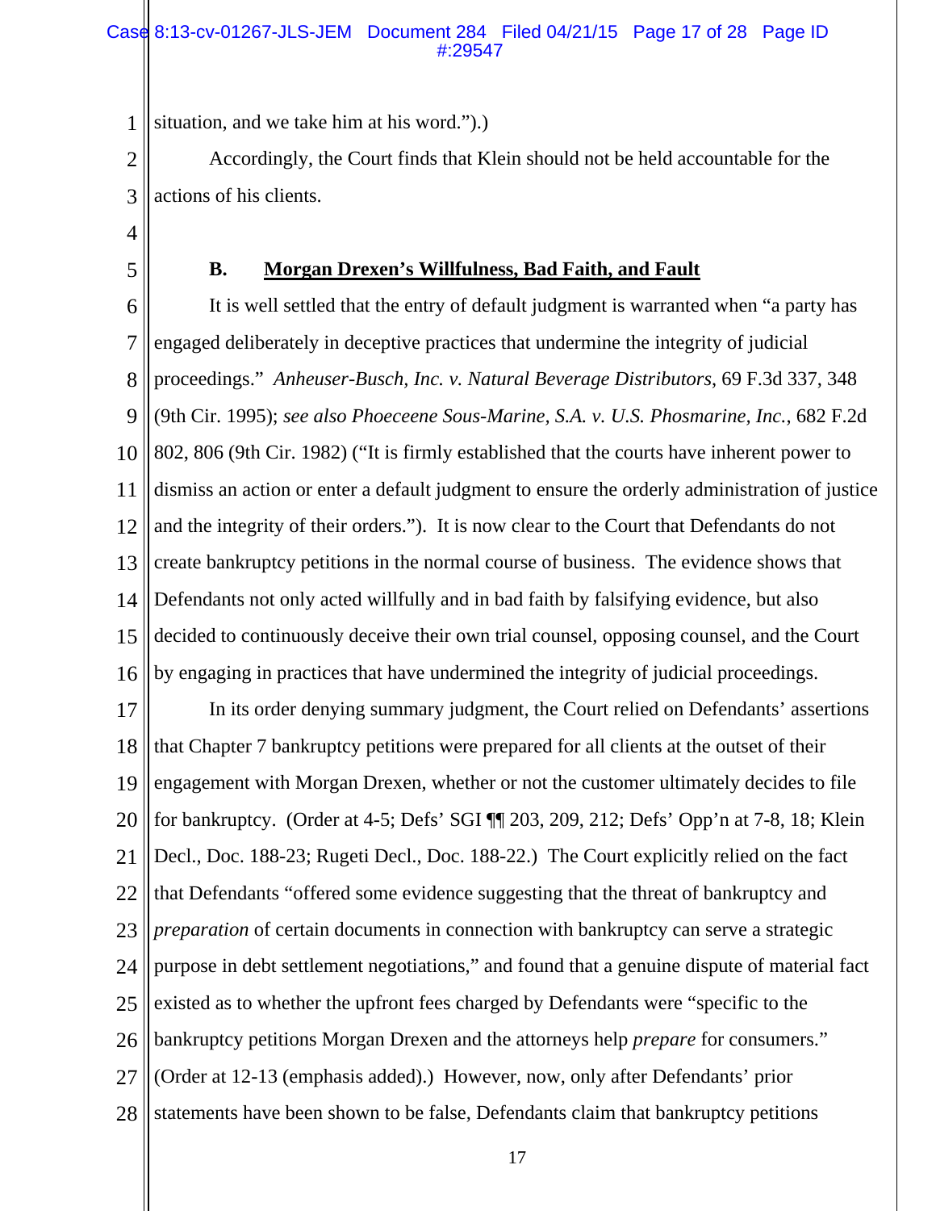situation, and we take him at his word.").)

Accordingly, the Court finds that Klein should not be held accountable for the actions of his clients.

### B. **Morgan Drexen's Willfulness, Bad Faith, and Fault**

It is well settled that the entry of default judgment is warranted when "a party has engaged deliberately in deceptive practices that undermine the integrity of judicial proceedings." *Anheuser-Busch, Inc. v. Natural Beverage Distributors*, 69 F.3d 337, 348 (9th Cir. 1995); *see also Phoeceene Sous-Marine, S.A. v. U.S. Phosmarine, Inc.*, 682 F.2d 802, 806 (9th Cir. 1982) ("It is firmly established that the courts have inherent power to dismiss an action or enter a default judgment to ensure the orderly administration of justice and the integrity of their orders."). It is now clear to the Court that Defendants do not create bankruptcy petitions in the normal course of business. The evidence shows that Defendants not only acted willfully and in bad faith by falsifying evidence, but also decided to continuously deceive their own trial counsel, opposing counsel, and the Court by engaging in practices that have undermined the integrity of judicial proceedings.

In its order denying summary judgment, the Court relied on Defendants' assertions that Chapter 7 bankruptcy petitions were prepared for all clients at the outset of their engagement with Morgan Drexen, whether or not the customer ultimately decides to file for bankruptcy. (Order at 4-5; Defs' SGI ¶¶ 203, 209, 212; Defs' Opp'n at 7-8, 18; Klein Decl., Doc. 188-23; Rugeti Decl., Doc. 188-22.) The Court explicitly relied on the fact that Defendants "offered some evidence suggesting that the threat of bankruptcy and *preparation* of certain documents in connection with bankruptcy can serve a strategic purpose in debt settlement negotiations," and found that a genuine dispute of material fact existed as to whether the upfront fees charged by Defendants were "specific to the bankruptcy petitions Morgan Drexen and the attorneys help *prepare* for consumers." (Order at 12-13 (emphasis added).) However, now, only after Defendants' prior statements have been shown to be false, Defendants claim that bankruptcy petitions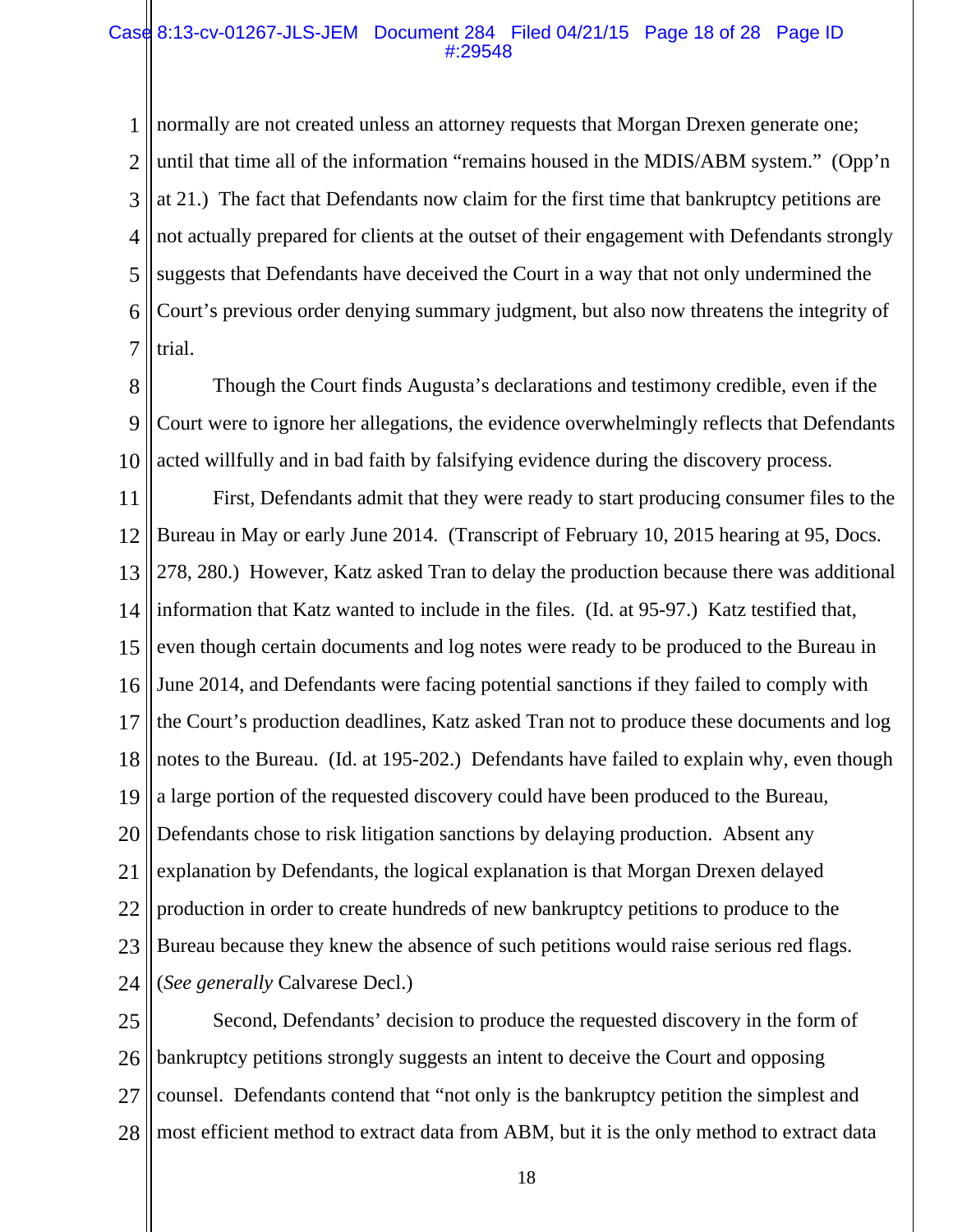normally are not created unless an attorney requests that Morgan Drexen generate one; until that time all of the information "remains housed in the MDIS/ABM system." (Opp'n at 21.) The fact that Defendants now claim for the first time that bankruptcy petitions are not actually prepared for clients at the outset of their engagement with Defendants strongly suggests that Defendants have deceived the Court in a way that not only undermined the Court's previous order denying summary judgment, but also now threatens the integrity of trial.

Though the Court finds Augusta's declarations and testimony credible, even if the Court were to ignore her allegations, the evidence overwhelmingly reflects that Defendants acted willfully and in bad faith by falsifying evidence during the discovery process.

First, Defendants admit that they were ready to start producing consumer files to the Bureau in May or early June 2014. (Transcript of February 10, 2015 hearing at 95, Docs. 278, 280.) However, Katz asked Tran to delay the production because there was additional information that Katz wanted to include in the files. (Id. at 95-97.) Katz testified that, even though certain documents and log notes were ready to be produced to the Bureau in June 2014, and Defendants were facing potential sanctions if they failed to comply with the Court's production deadlines, Katz asked Tran not to produce these documents and log notes to the Bureau. (Id. at 195-202.) Defendants have failed to explain why, even though a large portion of the requested discovery could have been produced to the Bureau, Defendants chose to risk litigation sanctions by delaying production. Absent any explanation by Defendants, the logical explanation is that Morgan Drexen delayed production in order to create hundreds of new bankruptcy petitions to produce to the Bureau because they knew the absence of such petitions would raise serious red flags. (*See generally* Calvarese Decl.)

Second, Defendants' decision to produce the requested discovery in the form of bankruptcy petitions strongly suggests an intent to deceive the Court and opposing counsel. Defendants contend that "not only is the bankruptcy petition the simplest and most efficient method to extract data from ABM, but it is the only method to extract data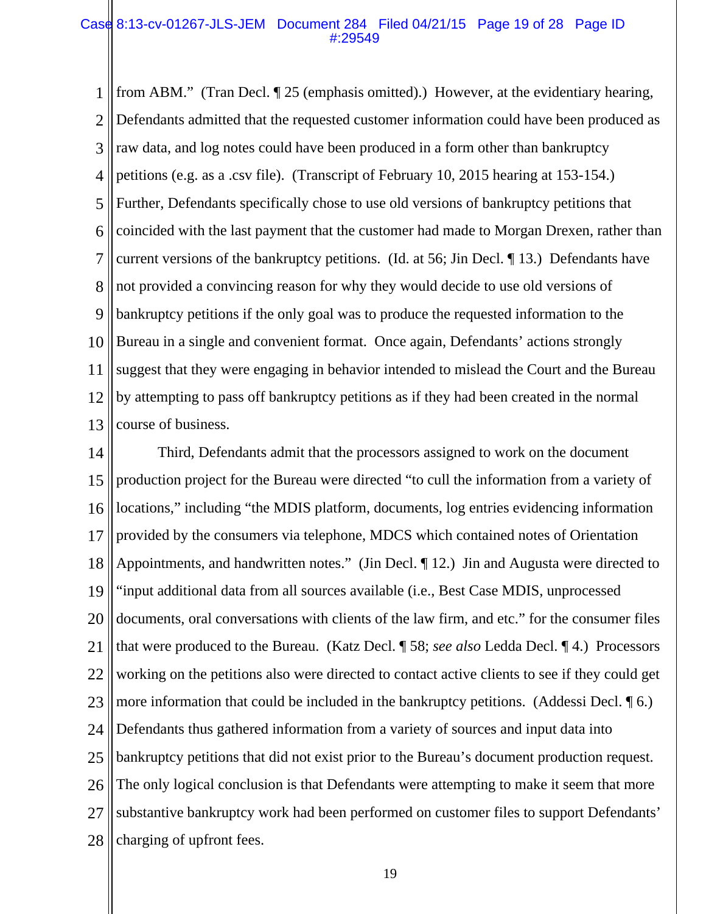from ABM." (Tran Decl. ¶ 25 (emphasis omitted).) However, at the evidentiary hearing, Defendants admitted that the requested customer information could have been produced as raw data, and log notes could have been produced in a form other than bankruptcy petitions (e.g. as a .csv file). (Transcript of February 10, 2015 hearing at 153-154.) Further, Defendants specifically chose to use old versions of bankruptcy petitions that coincided with the last payment that the customer had made to Morgan Drexen, rather than current versions of the bankruptcy petitions. (Id. at 56; Jin Decl. ¶ 13.) Defendants have not provided a convincing reason for why they would decide to use old versions of bankruptcy petitions if the only goal was to produce the requested information to the Bureau in a single and convenient format. Once again, Defendants' actions strongly suggest that they were engaging in behavior intended to mislead the Court and the Bureau by attempting to pass off bankruptcy petitions as if they had been created in the normal course of business.

Third, Defendants admit that the processors assigned to work on the document production project for the Bureau were directed "to cull the information from a variety of locations," including "the MDIS platform, documents, log entries evidencing information provided by the consumers via telephone, MDCS which contained notes of Orientation Appointments, and handwritten notes." (Jin Decl. ¶ 12.) Jin and Augusta were directed to "input additional data from all sources available (i.e., Best Case MDIS, unprocessed documents, oral conversations with clients of the law firm, and etc." for the consumer files that were produced to the Bureau. (Katz Decl. ¶ 58; *see also* Ledda Decl. ¶ 4.) Processors working on the petitions also were directed to contact active clients to see if they could get more information that could be included in the bankruptcy petitions. (Addessi Decl. ¶ 6.) Defendants thus gathered information from a variety of sources and input data into bankruptcy petitions that did not exist prior to the Bureau's document production request. The only logical conclusion is that Defendants were attempting to make it seem that more substantive bankruptcy work had been performed on customer files to support Defendants' charging of upfront fees.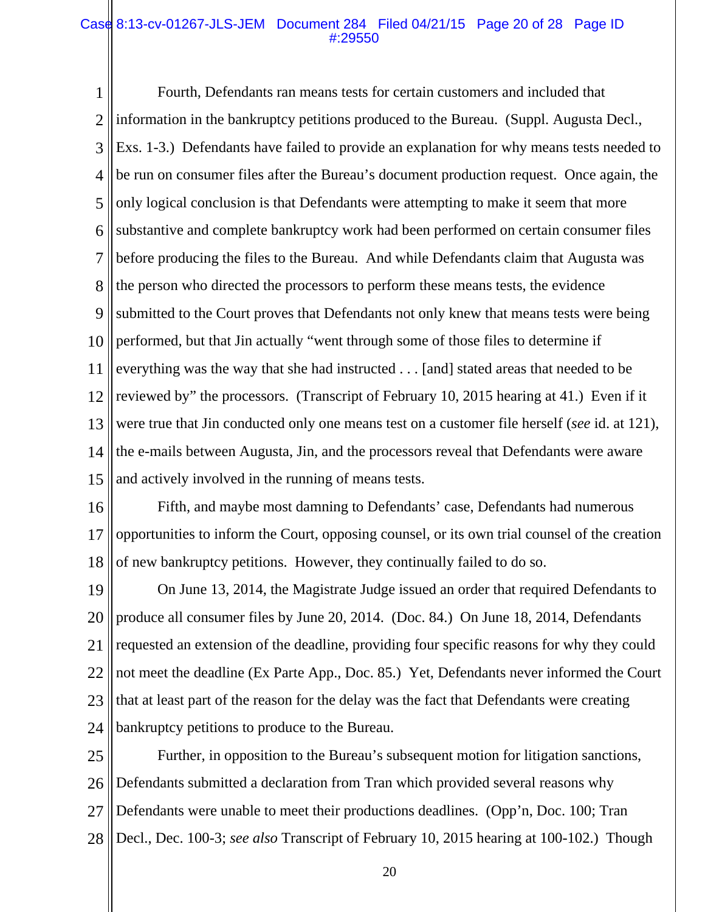Fourth, Defendants ran means tests for certain customers and included that information in the bankruptcy petitions produced to the Bureau. (Suppl. Augusta Decl., Exs. 1-3.) Defendants have failed to provide an explanation for why means tests needed to be run on consumer files after the Bureau's document production request. Once again, the only logical conclusion is that Defendants were attempting to make it seem that more substantive and complete bankruptcy work had been performed on certain consumer files before producing the files to the Bureau. And while Defendants claim that Augusta was the person who directed the processors to perform these means tests, the evidence submitted to the Court proves that Defendants not only knew that means tests were being performed, but that Jin actually "went through some of those files to determine if everything was the way that she had instructed . . . [and] stated areas that needed to be reviewed by" the processors. (Transcript of February 10, 2015 hearing at 41.) Even if it were true that Jin conducted only one means test on a customer file herself (*see* id. at 121), the e-mails between Augusta, Jin, and the processors reveal that Defendants were aware and actively involved in the running of means tests.

Fifth, and maybe most damning to Defendants' case, Defendants had numerous opportunities to inform the Court, opposing counsel, or its own trial counsel of the creation of new bankruptcy petitions. However, they continually failed to do so.

On June 13, 2014, the Magistrate Judge issued an order that required Defendants to produce all consumer files by June 20, 2014. (Doc. 84.) On June 18, 2014, Defendants requested an extension of the deadline, providing four specific reasons for why they could not meet the deadline (Ex Parte App., Doc. 85.) Yet, Defendants never informed the Court that at least part of the reason for the delay was the fact that Defendants were creating bankruptcy petitions to produce to the Bureau.

Further, in opposition to the Bureau's subsequent motion for litigation sanctions, Defendants submitted a declaration from Tran which provided several reasons why Defendants were unable to meet their productions deadlines. (Opp'n, Doc. 100; Tran Decl., Dec. 100-3; *see also* Transcript of February 10, 2015 hearing at 100-102.) Though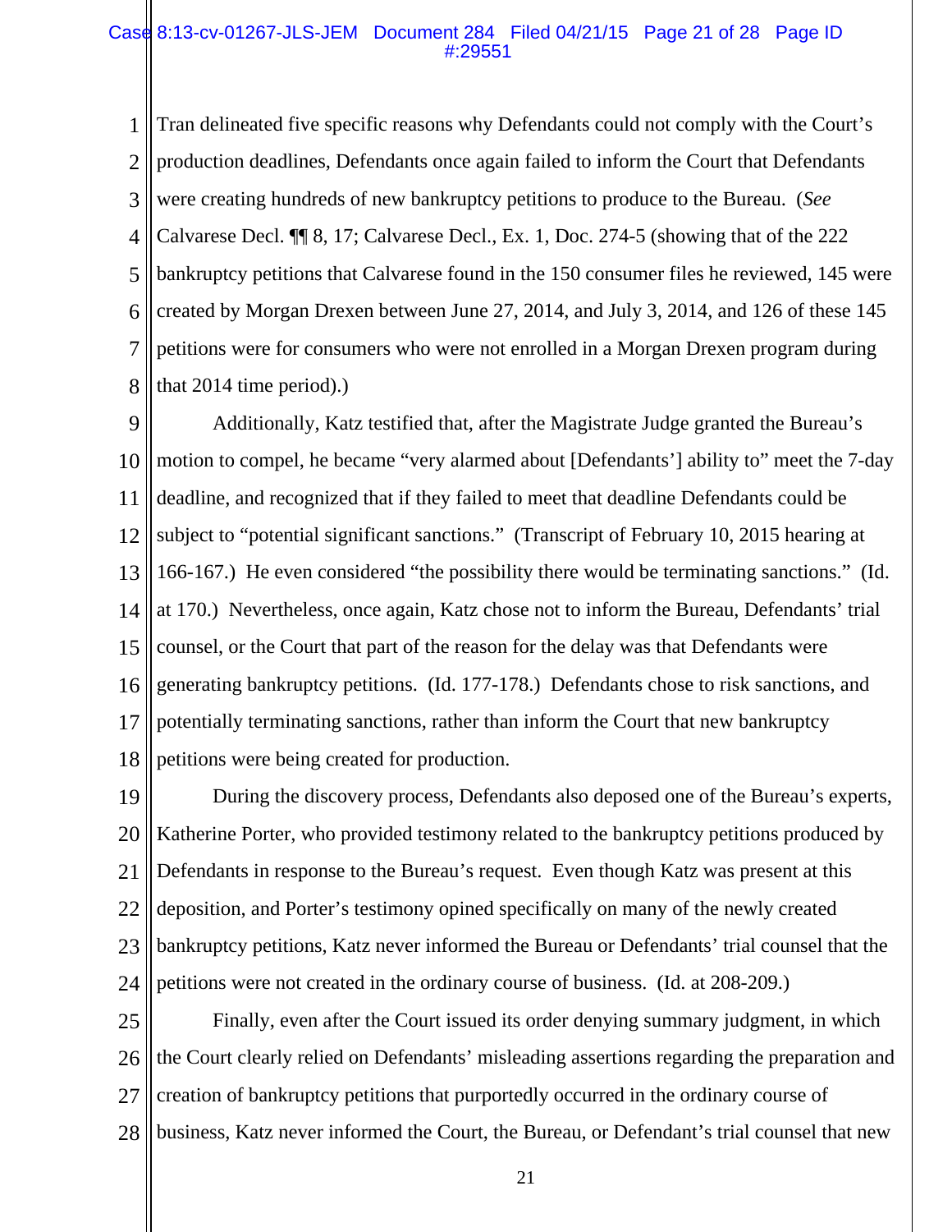Tran delineated five specific reasons why Defendants could not comply with the Court's production deadlines, Defendants once again failed to inform the Court that Defendants were creating hundreds of new bankruptcy petitions to produce to the Bureau. (*See* Calvarese Decl. ¶¶ 8, 17; Calvarese Decl., Ex. 1, Doc. 274-5 (showing that of the 222 bankruptcy petitions that Calvarese found in the 150 consumer files he reviewed, 145 were created by Morgan Drexen between June 27, 2014, and July 3, 2014, and 126 of these 145 petitions were for consumers who were not enrolled in a Morgan Drexen program during that 2014 time period).)

Additionally, Katz testified that, after the Magistrate Judge granted the Bureau's motion to compel, he became "very alarmed about [Defendants'] ability to" meet the 7-day deadline, and recognized that if they failed to meet that deadline Defendants could be subject to "potential significant sanctions." (Transcript of February 10, 2015 hearing at 166-167.) He even considered "the possibility there would be terminating sanctions." (Id. at 170.) Nevertheless, once again, Katz chose not to inform the Bureau, Defendants' trial counsel, or the Court that part of the reason for the delay was that Defendants were generating bankruptcy petitions. (Id. 177-178.) Defendants chose to risk sanctions, and potentially terminating sanctions, rather than inform the Court that new bankruptcy petitions were being created for production.

During the discovery process, Defendants also deposed one of the Bureau's experts, Katherine Porter, who provided testimony related to the bankruptcy petitions produced by Defendants in response to the Bureau's request. Even though Katz was present at this deposition, and Porter's testimony opined specifically on many of the newly created bankruptcy petitions, Katz never informed the Bureau or Defendants' trial counsel that the petitions were not created in the ordinary course of business. (Id. at 208-209.)

Finally, even after the Court issued its order denying summary judgment, in which the Court clearly relied on Defendants' misleading assertions regarding the preparation and creation of bankruptcy petitions that purportedly occurred in the ordinary course of business, Katz never informed the Court, the Bureau, or Defendant's trial counsel that new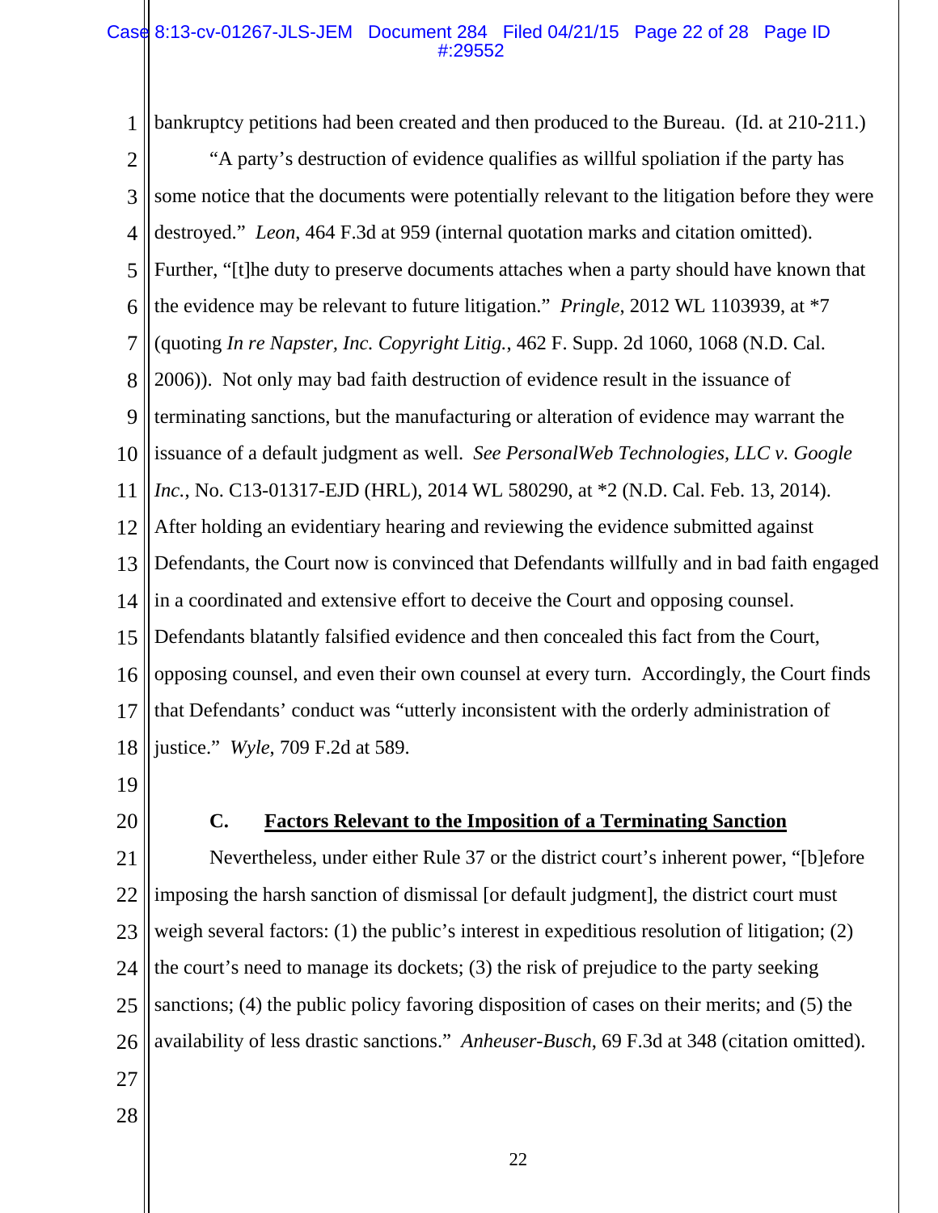bankruptcy petitions had been created and then produced to the Bureau. (Id. at 210-211.)

"A party's destruction of evidence qualifies as willful spoliation if the party has some notice that the documents were potentially relevant to the litigation before they were destroyed." *Leon*, 464 F.3d at 959 (internal quotation marks and citation omitted). Further, "[t]he duty to preserve documents attaches when a party should have known that the evidence may be relevant to future litigation." *Pringle*, 2012 WL 1103939, at *7 (quoting *In re Napster, Inc. Copyright Litig.*, 462 F. Supp. 2d 1060, 1068 (N.D. Cal. 2006)). Not only may bad faith destruction of evidence result in the issuance of terminating sanctions, but the manufacturing or alteration of evidence may warrant the issuance of a default judgment as well. *See PersonalWeb Technologies, LLC v. Google Inc.*, No. C13-01317-EJD (HRL), 2014 WL 580290, at *2 (N.D. Cal. Feb. 13, 2014). After holding an evidentiary hearing and reviewing the evidence submitted against Defendants, the Court now is convinced that Defendants willfully and in bad faith engaged in a coordinated and extensive effort to deceive the Court and opposing counsel. Defendants blatantly falsified evidence and then concealed this fact from the Court, opposing counsel, and even their own counsel at every turn. Accordingly, the Court finds that Defendants' conduct was "utterly inconsistent with the orderly administration of justice." *Wyle*, 709 F.2d at 589.

### C. <u>Factors Relevant to the Imposition of a Terminating Sanction</u>

Nevertheless, under either Rule 37 or the district court's inherent power, "[b]efore imposing the harsh sanction of dismissal [or default judgment], the district court must weigh several factors: (1) the public's interest in expeditious resolution of litigation; (2) the court's need to manage its dockets; (3) the risk of prejudice to the party seeking sanctions; (4) the public policy favoring disposition of cases on their merits; and (5) the availability of less drastic sanctions." *Anheuser-Busch*, 69 F.3d at 348 (citation omitted).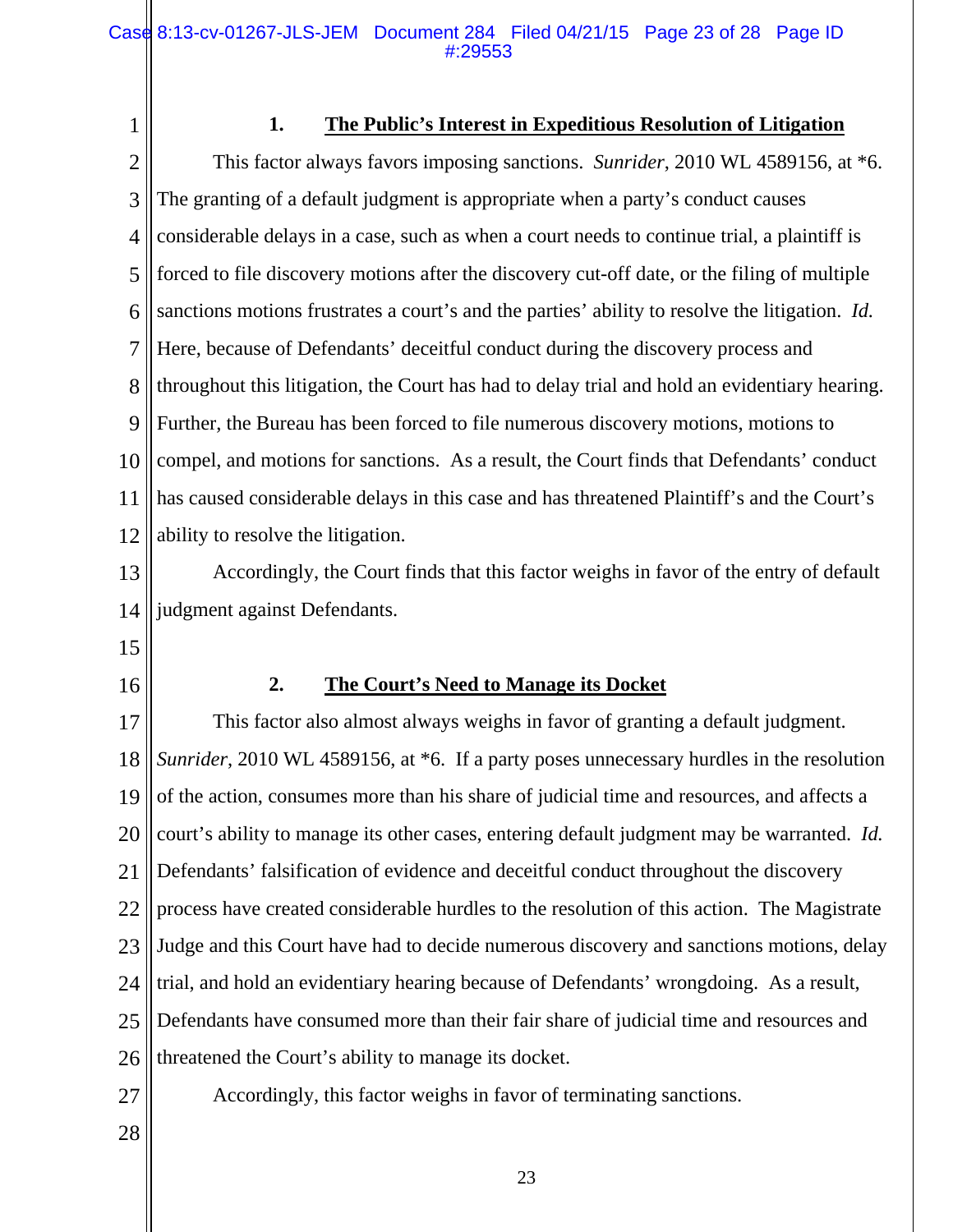### 1. The Public's Interest in Expeditious Resolution of Litigation

This factor always favors imposing sanctions. *Sunrider*, 2010 WL 4589156, at *6. The granting of a default judgment is appropriate when a party's conduct causes considerable delays in a case, such as when a court needs to continue trial, a plaintiff is forced to file discovery motions after the discovery cut-off date, or the filing of multiple sanctions motions frustrates a court's and the parties' ability to resolve the litigation. *Id.* Here, because of Defendants' deceitful conduct during the discovery process and throughout this litigation, the Court has had to delay trial and hold an evidentiary hearing. Further, the Bureau has been forced to file numerous discovery motions, motions to compel, and motions for sanctions. As a result, the Court finds that Defendants' conduct has caused considerable delays in this case and has threatened Plaintiff's and the Court's ability to resolve the litigation.

Accordingly, the Court finds that this factor weighs in favor of the entry of default judgment against Defendants.

### 2. The Court's Need to Manage its Docket

This factor also almost always weighs in favor of granting a default judgment. *Sunrider*, 2010 WL 4589156, at *6. If a party poses unnecessary hurdles in the resolution of the action, consumes more than his share of judicial time and resources, and affects a court's ability to manage its other cases, entering default judgment may be warranted. *Id.* Defendants' falsification of evidence and deceitful conduct throughout the discovery process have created considerable hurdles to the resolution of this action. The Magistrate Judge and this Court have had to decide numerous discovery and sanctions motions, delay trial, and hold an evidentiary hearing because of Defendants' wrongdoing. As a result, Defendants have consumed more than their fair share of judicial time and resources and threatened the Court's ability to manage its docket.

Accordingly, this factor weighs in favor of terminating sanctions.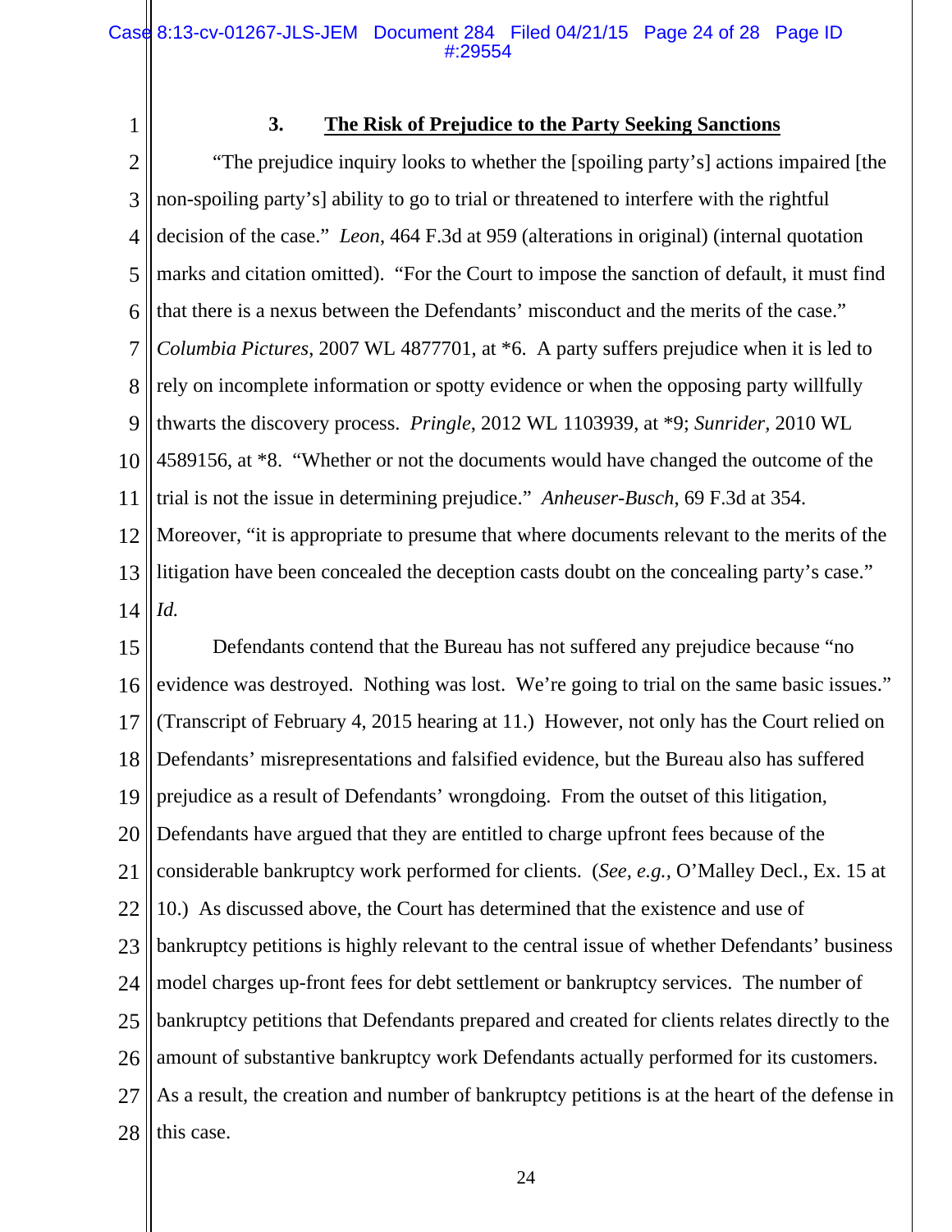### 3. The Risk of Prejudice to the Party Seeking Sanctions

"The prejudice inquiry looks to whether the [spoiling party's] actions impaired [the non-spoiling party's] ability to go to trial or threatened to interfere with the rightful decision of the case." *Leon*, 464 F.3d at 959 (alterations in original) (internal quotation marks and citation omitted). "For the Court to impose the sanction of default, it must find that there is a nexus between the Defendants' misconduct and the merits of the case." *Columbia Pictures*, 2007 WL 4877701, at *6. A party suffers prejudice when it is led to rely on incomplete information or spotty evidence or when the opposing party willfully thwarts the discovery process. *Pringle*, 2012 WL 1103939, at *9; *Sunrider*, 2010 WL 4589156, at *8. "Whether or not the documents would have changed the outcome of the trial is not the issue in determining prejudice." *Anheuser-Busch*, 69 F.3d at 354. Moreover, "it is appropriate to presume that where documents relevant to the merits of the litigation have been concealed the deception casts doubt on the concealing party's case." *Id.*

Defendants contend that the Bureau has not suffered any prejudice because "no evidence was destroyed. Nothing was lost. We're going to trial on the same basic issues." (Transcript of February 4, 2015 hearing at 11.) However, not only has the Court relied on Defendants' misrepresentations and falsified evidence, but the Bureau also has suffered prejudice as a result of Defendants' wrongdoing. From the outset of this litigation, Defendants have argued that they are entitled to charge upfront fees because of the considerable bankruptcy work performed for clients. (*See, e.g.,* O'Malley Decl., Ex. 15 at 10.) As discussed above, the Court has determined that the existence and use of bankruptcy petitions is highly relevant to the central issue of whether Defendants' business model charges up-front fees for debt settlement or bankruptcy services. The number of bankruptcy petitions that Defendants prepared and created for clients relates directly to the amount of substantive bankruptcy work Defendants actually performed for its customers. As a result, the creation and number of bankruptcy petitions is at the heart of the defense in this case.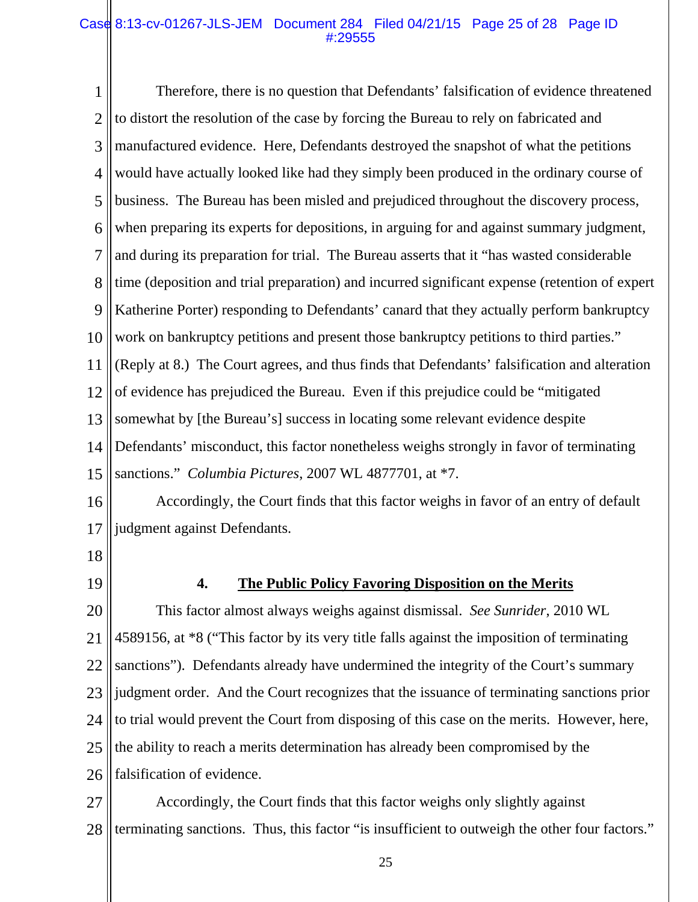Therefore, there is no question that Defendants' falsification of evidence threatened to distort the resolution of the case by forcing the Bureau to rely on fabricated and manufactured evidence. Here, Defendants destroyed the snapshot of what the petitions would have actually looked like had they simply been produced in the ordinary course of business. The Bureau has been misled and prejudiced throughout the discovery process, when preparing its experts for depositions, in arguing for and against summary judgment, and during its preparation for trial. The Bureau asserts that it "has wasted considerable time (deposition and trial preparation) and incurred significant expense (retention of expert Katherine Porter) responding to Defendants' canard that they actually perform bankruptcy work on bankruptcy petitions and present those bankruptcy petitions to third parties." (Reply at 8.) The Court agrees, and thus finds that Defendants' falsification and alteration of evidence has prejudiced the Bureau. Even if this prejudice could be "mitigated somewhat by [the Bureau's] success in locating some relevant evidence despite Defendants' misconduct, this factor nonetheless weighs strongly in favor of terminating sanctions." *Columbia Pictures*, 2007 WL 4877701, at *7.

Accordingly, the Court finds that this factor weighs in favor of an entry of default judgment against Defendants.

#### 4. The Public Policy Favoring Disposition on the Merits

This factor almost always weighs against dismissal. *See Sunrider*, 2010 WL 4589156, at *8 ("This factor by its very title falls against the imposition of terminating sanctions"). Defendants already have undermined the integrity of the Court's summary judgment order. And the Court recognizes that the issuance of terminating sanctions prior to trial would prevent the Court from disposing of this case on the merits. However, here, the ability to reach a merits determination has already been compromised by the falsification of evidence.

Accordingly, the Court finds that this factor weighs only slightly against terminating sanctions. Thus, this factor "is insufficient to outweigh the other four factors."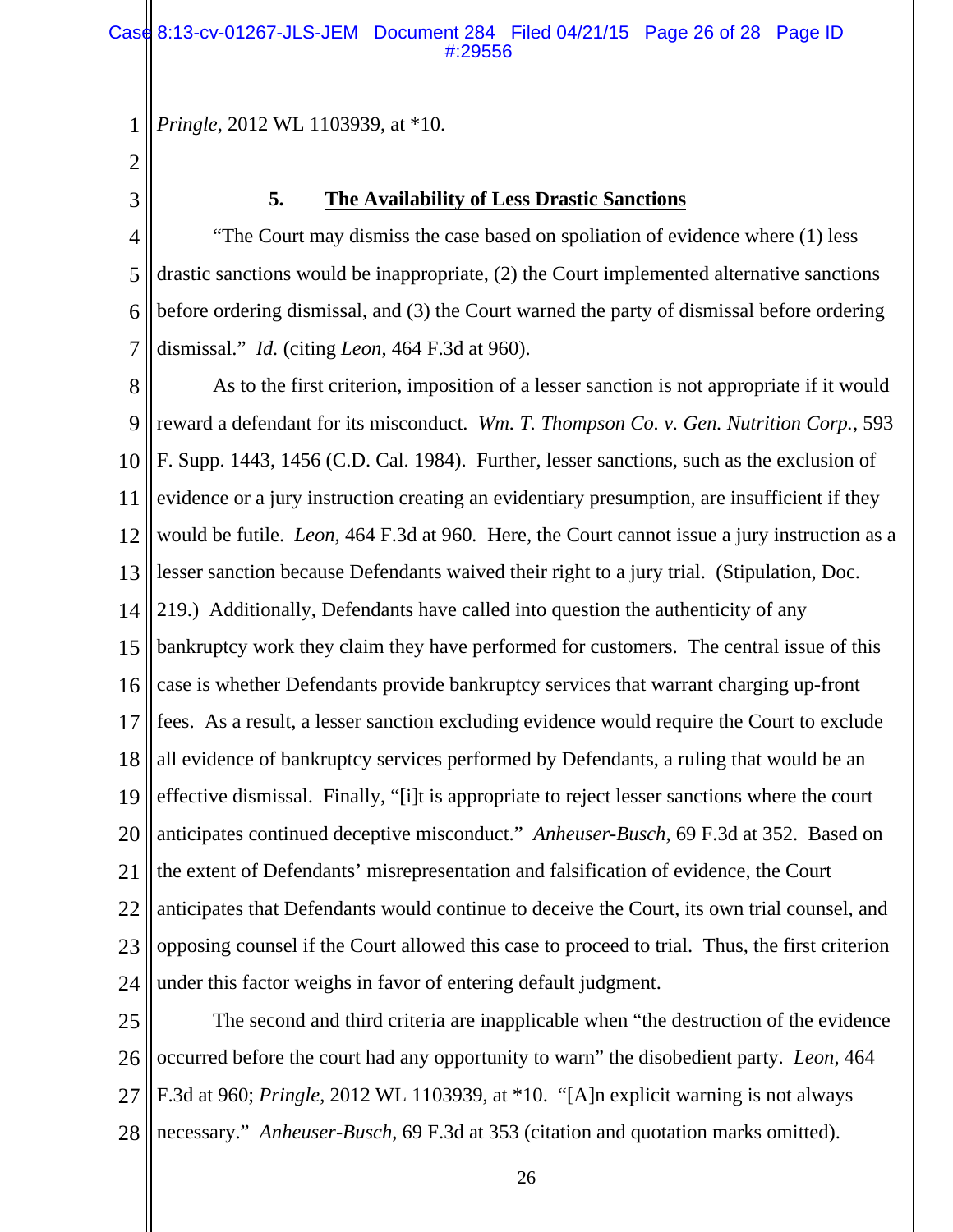*Pringle*, 2012 WL 1103939, at *10.

### 5. The Availability of Less Drastic Sanctions

"The Court may dismiss the case based on spoliation of evidence where (1) less drastic sanctions would be inappropriate, (2) the Court implemented alternative sanctions before ordering dismissal, and (3) the Court warned the party of dismissal before ordering dismissal." *Id.* (citing *Leon*, 464 F.3d at 960).

As to the first criterion, imposition of a lesser sanction is not appropriate if it would reward a defendant for its misconduct. *Wm. T. Thompson Co. v. Gen. Nutrition Corp.*, 593 F. Supp. 1443, 1456 (C.D. Cal. 1984). Further, lesser sanctions, such as the exclusion of evidence or a jury instruction creating an evidentiary presumption, are insufficient if they would be futile. *Leon*, 464 F.3d at 960. Here, the Court cannot issue a jury instruction as a lesser sanction because Defendants waived their right to a jury trial. (Stipulation, Doc. 219.) Additionally, Defendants have called into question the authenticity of any bankruptcy work they claim they have performed for customers. The central issue of this case is whether Defendants provide bankruptcy services that warrant charging up-front fees. As a result, a lesser sanction excluding evidence would require the Court to exclude all evidence of bankruptcy services performed by Defendants, a ruling that would be an effective dismissal. Finally, "[i]t is appropriate to reject lesser sanctions where the court anticipates continued deceptive misconduct." *Anheuser-Busch*, 69 F.3d at 352. Based on the extent of Defendants' misrepresentation and falsification of evidence, the Court anticipates that Defendants would continue to deceive the Court, its own trial counsel, and opposing counsel if the Court allowed this case to proceed to trial. Thus, the first criterion under this factor weighs in favor of entering default judgment.

The second and third criteria are inapplicable when "the destruction of the evidence occurred before the court had any opportunity to warn" the disobedient party. *Leon*, 464 F.3d at 960; *Pringle*, 2012 WL 1103939, at *10. "[A]n explicit warning is not always necessary." *Anheuser-Busch*, 69 F.3d at 353 (citation and quotation marks omitted).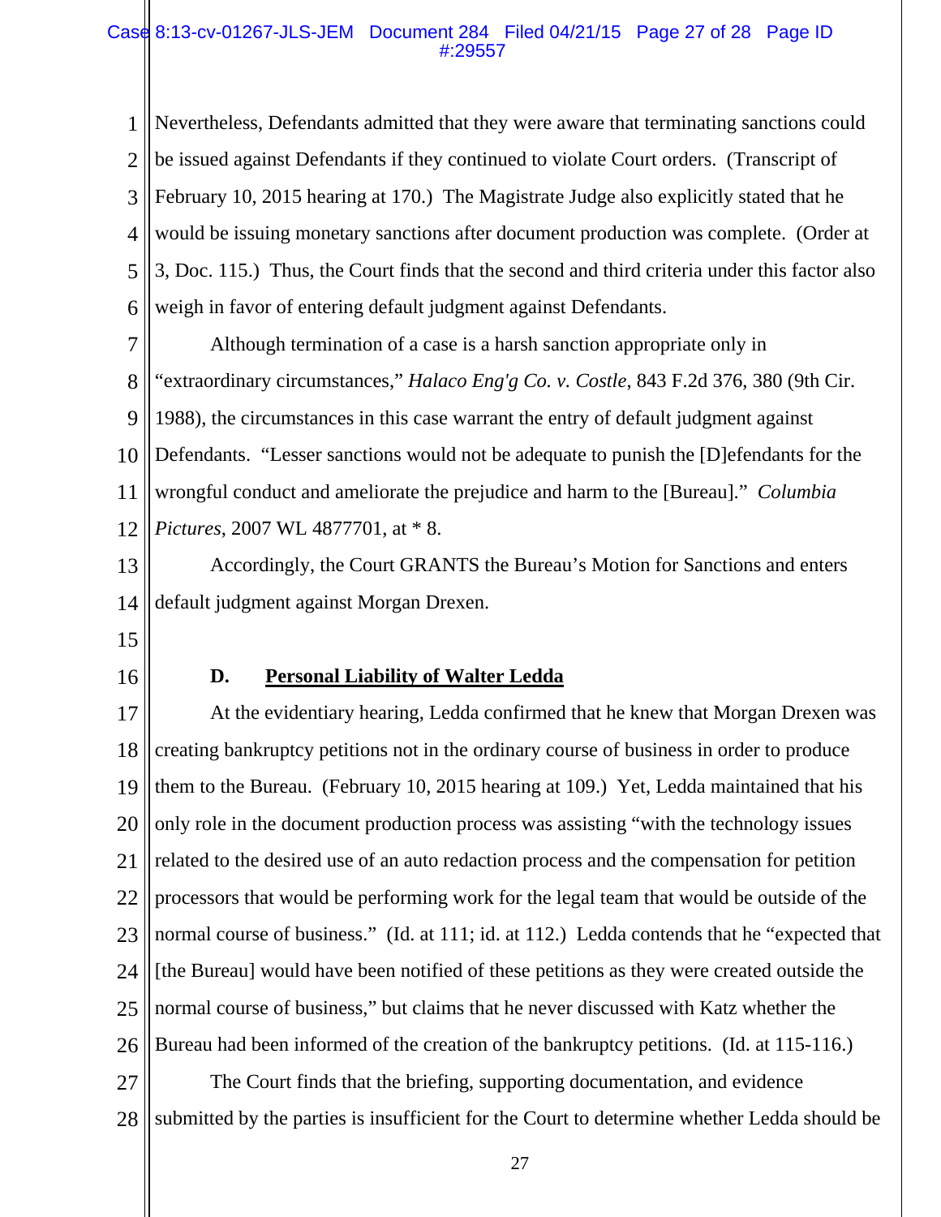Nevertheless, Defendants admitted that they were aware that terminating sanctions could be issued against Defendants if they continued to violate Court orders. (Transcript of February 10, 2015 hearing at 170.) The Magistrate Judge also explicitly stated that he would be issuing monetary sanctions after document production was complete. (Order at 3, Doc. 115.) Thus, the Court finds that the second and third criteria under this factor also weigh in favor of entering default judgment against Defendants.

Although termination of a case is a harsh sanction appropriate only in "extraordinary circumstances," *Halaco Eng'g Co. v. Costle*, 843 F.2d 376, 380 (9th Cir. 1988), the circumstances in this case warrant the entry of default judgment against Defendants. "Lesser sanctions would not be adequate to punish the [D]efendants for the wrongful conduct and ameliorate the prejudice and harm to the [Bureau]." *Columbia Pictures*, 2007 WL 4877701, at * 8.

Accordingly, the Court GRANTS the Bureau's Motion for Sanctions and enters default judgment against Morgan Drexen.

### D. Personal Liability of Walter Ledda

At the evidentiary hearing, Ledda confirmed that he knew that Morgan Drexen was creating bankruptcy petitions not in the ordinary course of business in order to produce them to the Bureau. (February 10, 2015 hearing at 109.) Yet, Ledda maintained that his only role in the document production process was assisting "with the technology issues related to the desired use of an auto redaction process and the compensation for petition processors that would be performing work for the legal team that would be outside of the normal course of business." (Id. at 111; id. at 112.) Ledda contends that he "expected that [the Bureau] would have been notified of these petitions as they were created outside the normal course of business," but claims that he never discussed with Katz whether the Bureau had been informed of the creation of the bankruptcy petitions. (Id. at 115-116.)

The Court finds that the briefing, supporting documentation, and evidence submitted by the parties is insufficient for the Court to determine whether Ledda should be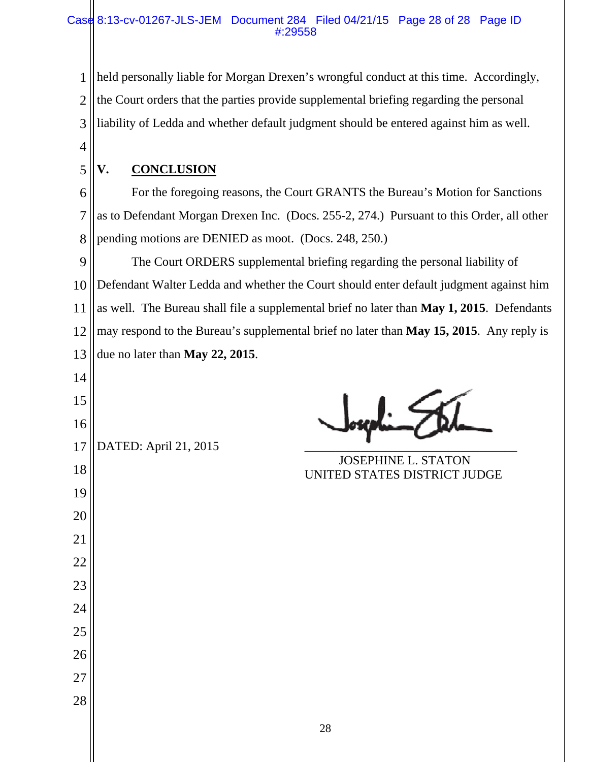held personally liable for Morgan Drexen's wrongful conduct at this time. Accordingly, the Court orders that the parties provide supplemental briefing regarding the personal liability of Ledda and whether default judgment should be entered against him as well.

## V. CONCLUSION

For the foregoing reasons, the Court GRANTS the Bureau's Motion for Sanctions as to Defendant Morgan Drexen Inc. (Docs. 255-2, 274.) Pursuant to this Order, all other pending motions are DENIED as moot. (Docs. 248, 250.)

The Court ORDERS supplemental briefing regarding the personal liability of Defendant Walter Ledda and whether the Court should enter default judgment against him as well. The Bureau shall file a supplemental brief no later than **May 1, 2015**. Defendants may respond to the Bureau's supplemental brief no later than **May 15, 2015**. Any reply is due no later than **May 22, 2015**.

DATED: April 21, 2015

JOSEPHINE L. STATON
UNITED STATES DISTRICT JUDGE